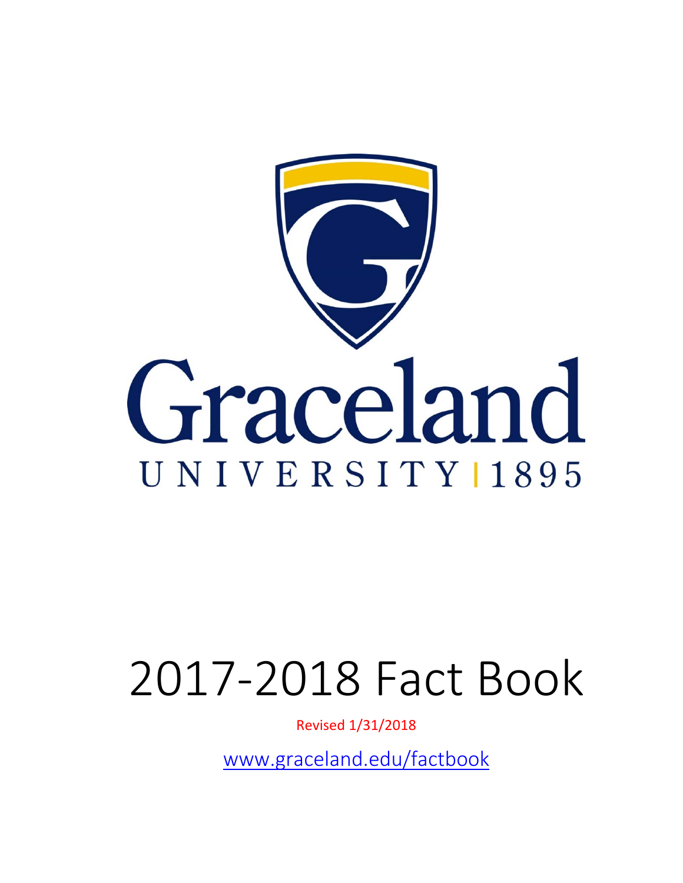Graceland

UNIVERSITY | 1895

# 2017-2018 Fact Book

Revised 1/31/2018

www.graceland.edu/factbook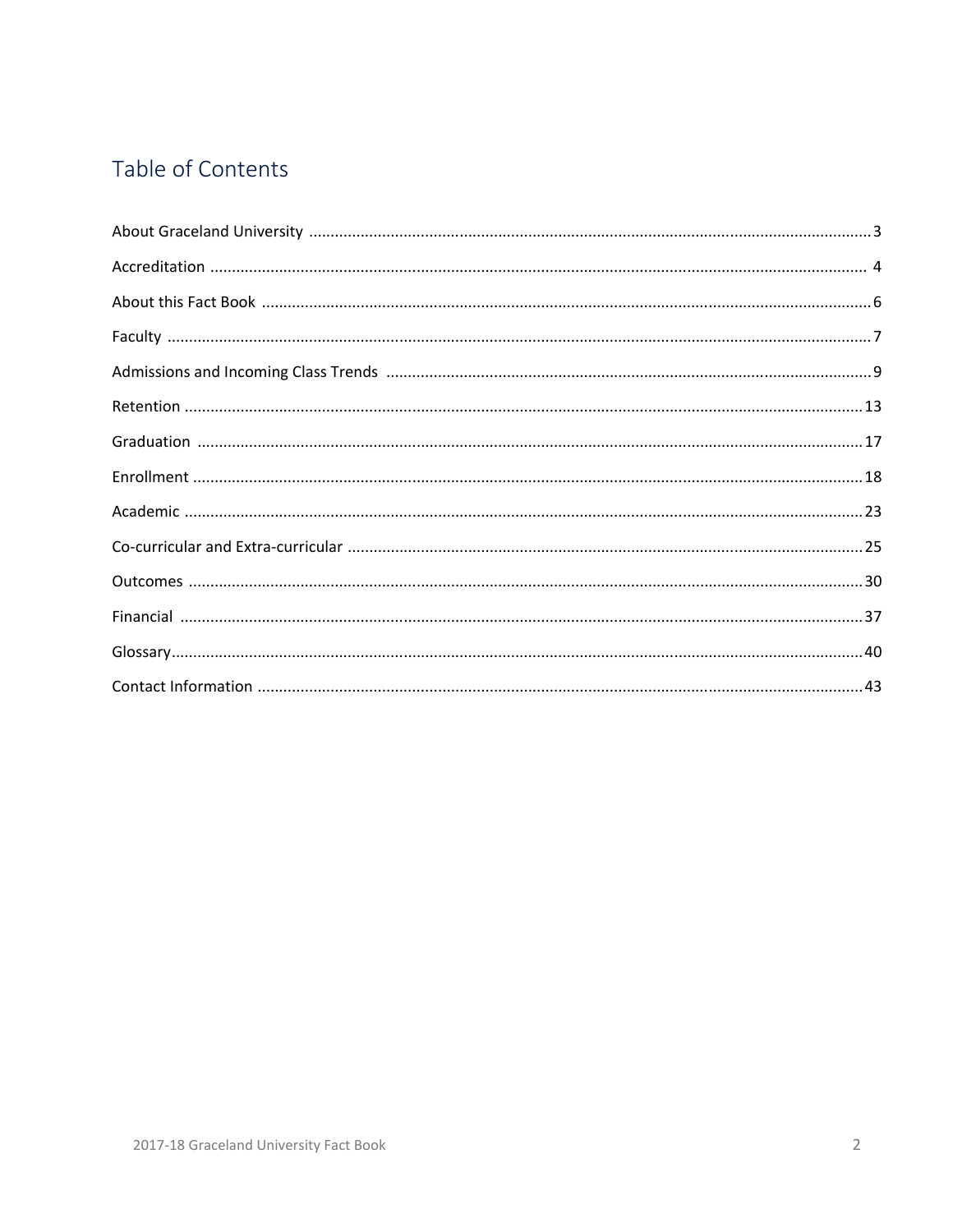# Table of Contents

About Graceland University ..... 3

Accreditation ..... 4

About this Fact Book ..... 6

Faculty ..... 7

Admissions and Incoming Class Trends ..... 9

Retention ..... 13

Graduation ..... 17

Enrollment ..... 18

Academic ..... 23

Co-curricular and Extra-curricular ..... 25

Outcomes ..... 30

Financial ..... 37

Glossary ..... 40

Contact Information ..... 43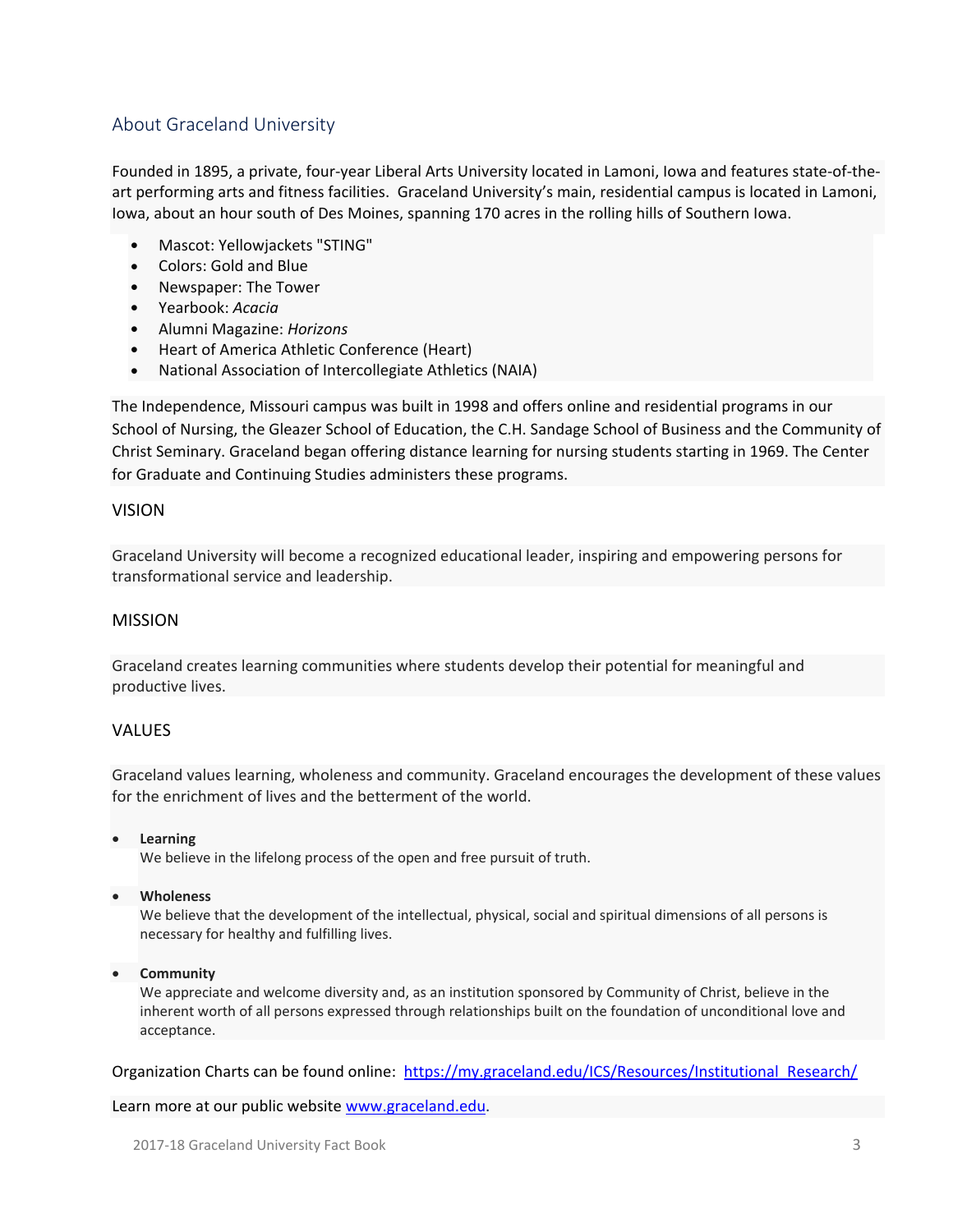## About Graceland University

Founded in 1895, a private, four-year Liberal Arts University located in Lamoni, Iowa and features state-of-the-art performing arts and fitness facilities. Graceland University's main, residential campus is located in Lamoni, Iowa, about an hour south of Des Moines, spanning 170 acres in the rolling hills of Southern Iowa.

- Mascot: Yellowjackets "STING"
- Colors: Gold and Blue
- Newspaper: The Tower
- Yearbook: *Acacia*
- Alumni Magazine: *Horizons*
- Heart of America Athletic Conference (Heart)
- National Association of Intercollegiate Athletics (NAIA)

The Independence, Missouri campus was built in 1998 and offers online and residential programs in our School of Nursing, the Gleazer School of Education, the C.H. Sandage School of Business and the Community of Christ Seminary. Graceland began offering distance learning for nursing students starting in 1969. The Center for Graduate and Continuing Studies administers these programs.

### VISION

Graceland University will become a recognized educational leader, inspiring and empowering persons for transformational service and leadership.

### MISSION

Graceland creates learning communities where students develop their potential for meaningful and productive lives.

### VALUES

Graceland values learning, wholeness and community. Graceland encourages the development of these values for the enrichment of lives and the betterment of the world.

- **Learning**
  We believe in the lifelong process of the open and free pursuit of truth.

- **Wholeness**
  We believe that the development of the intellectual, physical, social and spiritual dimensions of all persons is necessary for healthy and fulfilling lives.

- **Community**
  We appreciate and welcome diversity and, as an institution sponsored by Community of Christ, believe in the inherent worth of all persons expressed through relationships built on the foundation of unconditional love and acceptance.

Organization Charts can be found online: [https://my.graceland.edu/ICS/Resources/Institutional_Research/](https://my.graceland.edu/ICS/Resources/Institutional_Research/)

Learn more at our public website [www.graceland.edu](http://www.graceland.edu).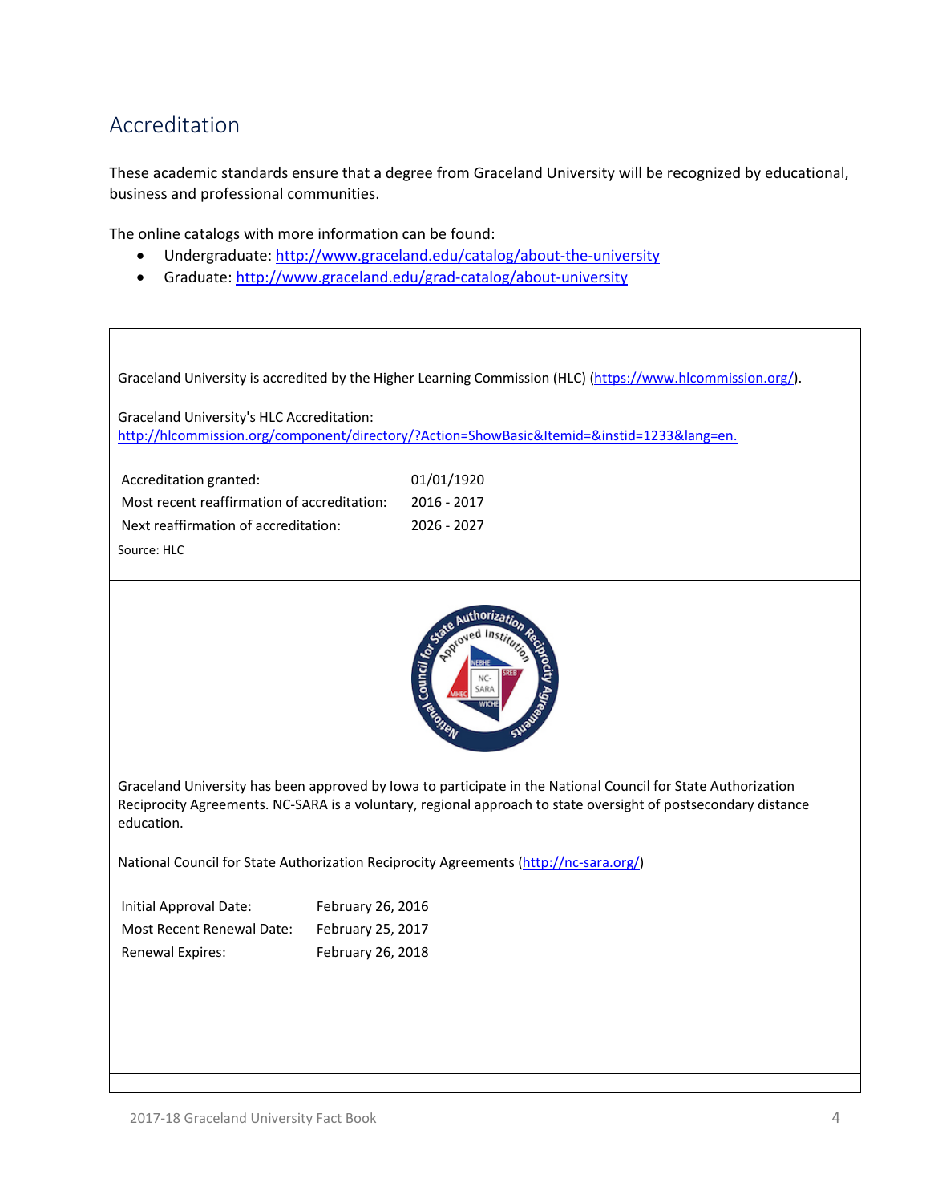## Accreditation

These academic standards ensure that a degree from Graceland University will be recognized by educational, business and professional communities.

The online catalogs with more information can be found:

- Undergraduate: http://www.graceland.edu/catalog/about-the-university
- Graduate: http://www.graceland.edu/grad-catalog/about-university

Graceland University is accredited by the Higher Learning Commission (HLC) (https://www.hlcommission.org/).

Graceland University's HLC Accreditation:
http://hlcommission.org/component/directory/?Action=ShowBasic&Itemid=&instid=1233&lang=en.

| | |
|---|---|
| Accreditation granted: | 01/01/1920 |
| Most recent reaffirmation of accreditation: | 2016 - 2017 |
| Next reaffirmation of accreditation: | 2026 - 2027 |

Source: HLC

Graceland University has been approved by Iowa to participate in the National Council for State Authorization Reciprocity Agreements. NC-SARA is a voluntary, regional approach to state oversight of postsecondary distance education.

National Council for State Authorization Reciprocity Agreements (http://nc-sara.org/)

| | |
|---|---|
| Initial Approval Date: | February 26, 2016 |
| Most Recent Renewal Date: | February 25, 2017 |
| Renewal Expires: | February 26, 2018 |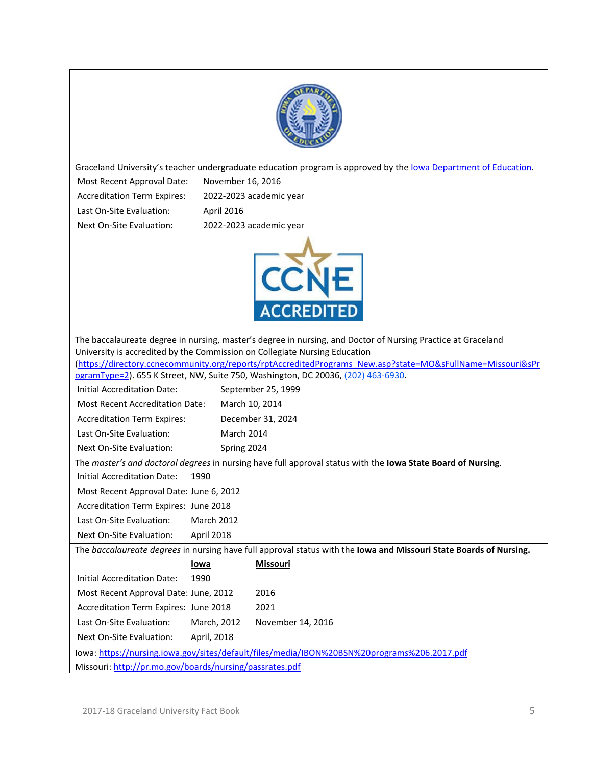Graceland University's teacher undergraduate education program is approved by the Iowa Department of Education.

| | |
|---|---|
| Most Recent Approval Date: | November 16, 2016 |
| Accreditation Term Expires: | 2022-2023 academic year |
| Last On-Site Evaluation: | April 2016 |
| Next On-Site Evaluation: | 2022-2023 academic year |

The baccalaureate degree in nursing, master's degree in nursing, and Doctor of Nursing Practice at Graceland University is accredited by the Commission on Collegiate Nursing Education (https://directory.ccnecommunity.org/reports/rptAccreditedPrograms_New.asp?state=MO&sFullName=Missouri&sProgramType=2). 655 K Street, NW, Suite 750, Washington, DC 20036, (202) 463-6930.

| | |
|---|---|
| Initial Accreditation Date: | September 25, 1999 |
| Most Recent Accreditation Date: | March 10, 2014 |
| Accreditation Term Expires: | December 31, 2024 |
| Last On-Site Evaluation: | March 2014 |
| Next On-Site Evaluation: | Spring 2024 |

The *master's and doctoral degrees* in nursing have full approval status with the **Iowa State Board of Nursing**.

| | |
|---|---|
| Initial Accreditation Date: | 1990 |
| Most Recent Approval Date: | June 6, 2012 |
| Accreditation Term Expires: | June 2018 |
| Last On-Site Evaluation: | March 2012 |
| Next On-Site Evaluation: | April 2018 |

The *baccalaureate degrees* in nursing have full approval status with the **Iowa and Missouri State Boards of Nursing.**

| | Iowa | Missouri |
|---|---|---|
| Initial Accreditation Date: | 1990 | |
| Most Recent Approval Date: | June, 2012 | 2016 |
| Accreditation Term Expires: | June 2018 | 2021 |
| Last On-Site Evaluation: | March, 2012 | November 14, 2016 |
| Next On-Site Evaluation: | April, 2018 | |

Iowa: https://nursing.iowa.gov/sites/default/files/media/IBON%20BSN%20programs%206.2017.pdf

Missouri: http://pr.mo.gov/boards/nursing/passrates.pdf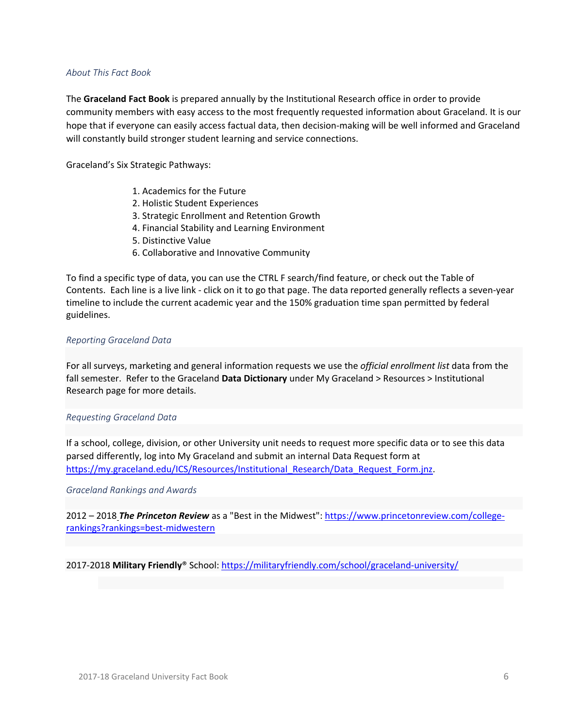### *About This Fact Book*

The **Graceland Fact Book** is prepared annually by the Institutional Research office in order to provide community members with easy access to the most frequently requested information about Graceland. It is our hope that if everyone can easily access factual data, then decision-making will be well informed and Graceland will constantly build stronger student learning and service connections.

Graceland's Six Strategic Pathways:

1. Academics for the Future
2. Holistic Student Experiences
3. Strategic Enrollment and Retention Growth
4. Financial Stability and Learning Environment
5. Distinctive Value
6. Collaborative and Innovative Community

To find a specific type of data, you can use the CTRL F search/find feature, or check out the Table of Contents. Each line is a live link - click on it to go that page. The data reported generally reflects a seven-year timeline to include the current academic year and the 150% graduation time span permitted by federal guidelines.

### *Reporting Graceland Data*

For all surveys, marketing and general information requests we use the *official enrollment list* data from the fall semester. Refer to the Graceland **Data Dictionary** under My Graceland > Resources > Institutional Research page for more details.

### *Requesting Graceland Data*

If a school, college, division, or other University unit needs to request more specific data or to see this data parsed differently, log into My Graceland and submit an internal Data Request form at https://my.graceland.edu/ICS/Resources/Institutional_Research/Data_Request_Form.jnz.

### *Graceland Rankings and Awards*

2012 – 2018 ***The Princeton Review*** as a "Best in the Midwest": https://www.princetonreview.com/college-rankings?rankings=best-midwestern

2017-2018 **Military Friendly**® School: https://militaryfriendly.com/school/graceland-university/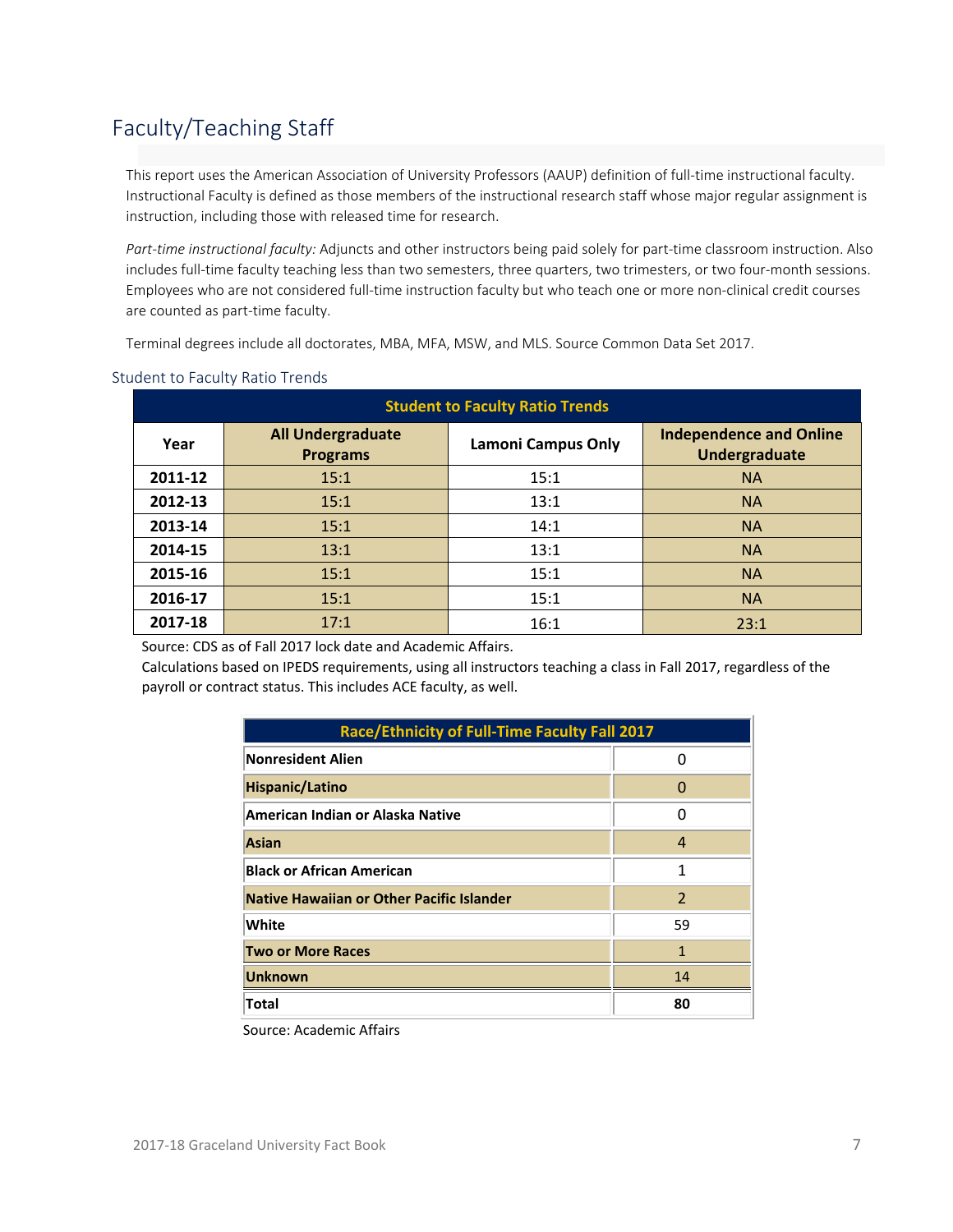# Faculty/Teaching Staff

This report uses the American Association of University Professors (AAUP) definition of full-time instructional faculty. Instructional Faculty is defined as those members of the instructional research staff whose major regular assignment is instruction, including those with released time for research.

*Part-time instructional faculty:* Adjuncts and other instructors being paid solely for part-time classroom instruction. Also includes full-time faculty teaching less than two semesters, three quarters, two trimesters, or two four-month sessions. Employees who are not considered full-time instruction faculty but who teach one or more non-clinical credit courses are counted as part-time faculty.

Terminal degrees include all doctorates, MBA, MFA, MSW, and MLS. Source Common Data Set 2017.

## Student to Faculty Ratio Trends

| Student to Faculty Ratio Trends | | | |
|---|---|---|---|
| **Year** | **All Undergraduate Programs** | **Lamoni Campus Only** | **Independence and Online Undergraduate** |
| **2011-12** | 15:1 | 15:1 | NA |
| **2012-13** | 15:1 | 13:1 | NA |
| **2013-14** | 15:1 | 14:1 | NA |
| **2014-15** | 13:1 | 13:1 | NA |
| **2015-16** | 15:1 | 15:1 | NA |
| **2016-17** | 15:1 | 15:1 | NA |
| **2017-18** | 17:1 | 16:1 | 23:1 |

Source: CDS as of Fall 2017 lock date and Academic Affairs.
Calculations based on IPEDS requirements, using all instructors teaching a class in Fall 2017, regardless of the payroll or contract status. This includes ACE faculty, as well.

| Race/Ethnicity of Full-Time Faculty Fall 2017 | |
|---|---|
| **Nonresident Alien** | 0 |
| **Hispanic/Latino** | 0 |
| **American Indian or Alaska Native** | 0 |
| **Asian** | 4 |
| **Black or African American** | 1 |
| **Native Hawaiian or Other Pacific Islander** | 2 |
| **White** | 59 |
| **Two or More Races** | 1 |
| **Unknown** | 14 |
| **Total** | **80** |

Source: Academic Affairs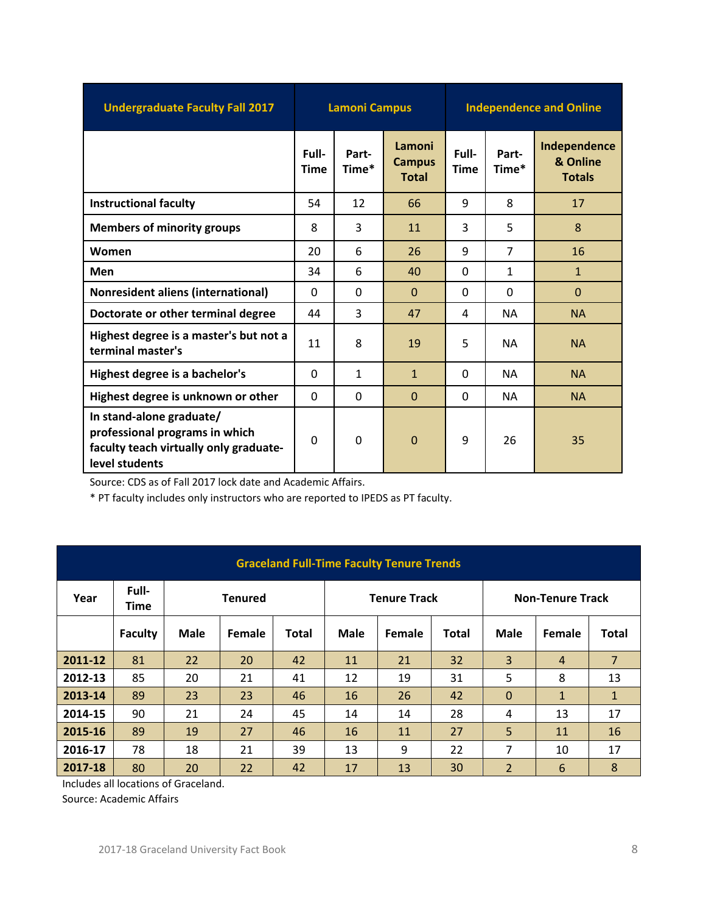| Undergraduate Faculty Fall 2017 | Lamoni Campus | | | Independence and Online | | |
|---|---|---|---|---|---|---|
| | Full-Time | Part-Time* | Lamoni Campus Total | Full-Time | Part-Time* | Independence & Online Totals |
| Instructional faculty | 54 | 12 | 66 | 9 | 8 | 17 |
| Members of minority groups | 8 | 3 | 11 | 3 | 5 | 8 |
| Women | 20 | 6 | 26 | 9 | 7 | 16 |
| Men | 34 | 6 | 40 | 0 | 1 | 1 |
| Nonresident aliens (international) | 0 | 0 | 0 | 0 | 0 | 0 |
| Doctorate or other terminal degree | 44 | 3 | 47 | 4 | NA | NA |
| Highest degree is a master's but not a terminal master's | 11 | 8 | 19 | 5 | NA | NA |
| Highest degree is a bachelor's | 0 | 1 | 1 | 0 | NA | NA |
| Highest degree is unknown or other | 0 | 0 | 0 | 0 | NA | NA |
| In stand-alone graduate/ professional programs in which faculty teach virtually only graduate-level students | 0 | 0 | 0 | 9 | 26 | 35 |

Source: CDS as of Fall 2017 lock date and Academic Affairs.

* PT faculty includes only instructors who are reported to IPEDS as PT faculty.

| Graceland Full-Time Faculty Tenure Trends | | | | | | | | | | |
|---|---|---|---|---|---|---|---|---|---|---|
| Year | Full-Time | Tenured | | | Tenure Track | | | Non-Tenure Track | | |
| | Faculty | Male | Female | Total | Male | Female | Total | Male | Female | Total |
| 2011-12 | 81 | 22 | 20 | 42 | 11 | 21 | 32 | 3 | 4 | 7 |
| 2012-13 | 85 | 20 | 21 | 41 | 12 | 19 | 31 | 5 | 8 | 13 |
| 2013-14 | 89 | 23 | 23 | 46 | 16 | 26 | 42 | 0 | 1 | 1 |
| 2014-15 | 90 | 21 | 24 | 45 | 14 | 14 | 28 | 4 | 13 | 17 |
| 2015-16 | 89 | 19 | 27 | 46 | 16 | 11 | 27 | 5 | 11 | 16 |
| 2016-17 | 78 | 18 | 21 | 39 | 13 | 9 | 22 | 7 | 10 | 17 |
| 2017-18 | 80 | 20 | 22 | 42 | 17 | 13 | 30 | 2 | 6 | 8 |

Includes all locations of Graceland.

Source: Academic Affairs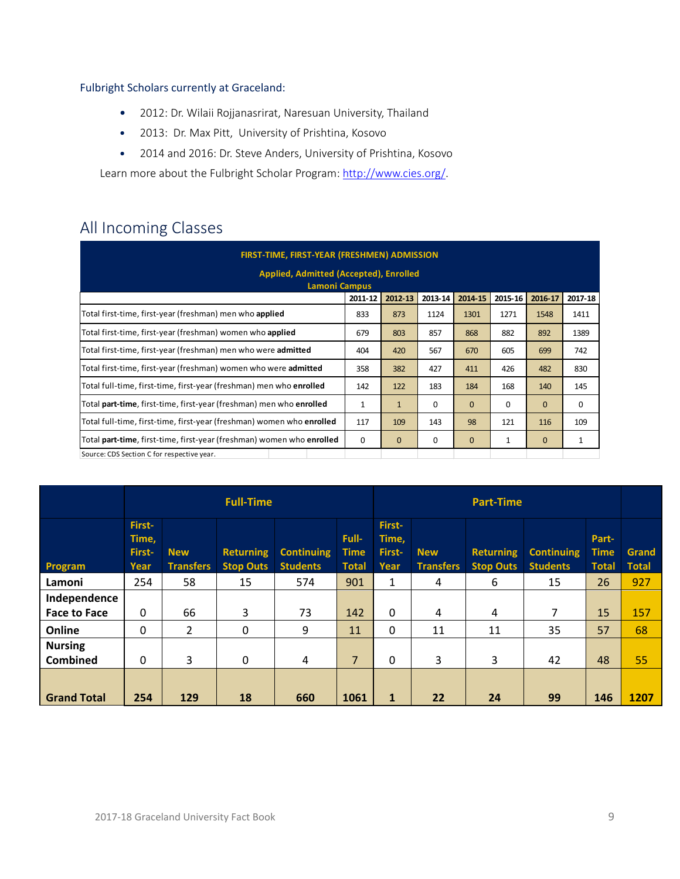Fulbright Scholars currently at Graceland:

- 2012: Dr. Wilaii Rojjanasrirat, Naresuan University, Thailand
- 2013: Dr. Max Pitt, University of Prishtina, Kosovo
- 2014 and 2016: Dr. Steve Anders, University of Prishtina, Kosovo

Learn more about the Fulbright Scholar Program: http://www.cies.org/.

## All Incoming Classes

**FIRST-TIME, FIRST-YEAR (FRESHMEN) ADMISSION**

**Applied, Admitted (Accepted), Enrolled**

**Lamoni Campus**

| | 2011-12 | 2012-13 | 2013-14 | 2014-15 | 2015-16 | 2016-17 | 2017-18 |
|---|---|---|---|---|---|---|---|
| Total first-time, first-year (freshman) men who **applied** | 833 | 873 | 1124 | 1301 | 1271 | 1548 | 1411 |
| Total first-time, first-year (freshman) women who **applied** | 679 | 803 | 857 | 868 | 882 | 892 | 1389 |
| Total first-time, first-year (freshman) men who were **admitted** | 404 | 420 | 567 | 670 | 605 | 699 | 742 |
| Total first-time, first-year (freshman) women who were **admitted** | 358 | 382 | 427 | 411 | 426 | 482 | 830 |
| Total full-time, first-time, first-year (freshman) men who **enrolled** | 142 | 122 | 183 | 184 | 168 | 140 | 145 |
| Total **part-time**, first-time, first-year (freshman) men who **enrolled** | 1 | 1 | 0 | 0 | 0 | 0 | 0 |
| Total full-time, first-time, first-year (freshman) women who **enrolled** | 117 | 109 | 143 | 98 | 121 | 116 | 109 |
| Total **part-time**, first-time, first-year (freshman) women who **enrolled** | 0 | 0 | 0 | 0 | 1 | 0 | 1 |

Source: CDS Section C for respective year.

| | Full-Time | | | | | Part-Time | | | | | |
|---|---|---|---|---|---|---|---|---|---|---|---|
| Program | First-Time, First-Year | New Transfers | Returning Stop Outs | Continuing Students | Full-Time Total | First-Time, First-Year | New Transfers | Returning Stop Outs | Continuing Students | Part-Time Total | Grand Total |
| **Lamoni** | 254 | 58 | 15 | 574 | 901 | 1 | 4 | 6 | 15 | 26 | 927 |
| **Independence Face to Face** | 0 | 66 | 3 | 73 | 142 | 0 | 4 | 4 | 7 | 15 | 157 |
| **Online** | 0 | 2 | 0 | 9 | 11 | 0 | 11 | 11 | 35 | 57 | 68 |
| **Nursing Combined** | 0 | 3 | 0 | 4 | 7 | 0 | 3 | 3 | 42 | 48 | 55 |
| **Grand Total** | **254** | **129** | **18** | **660** | **1061** | **1** | **22** | **24** | **99** | **146** | **1207** |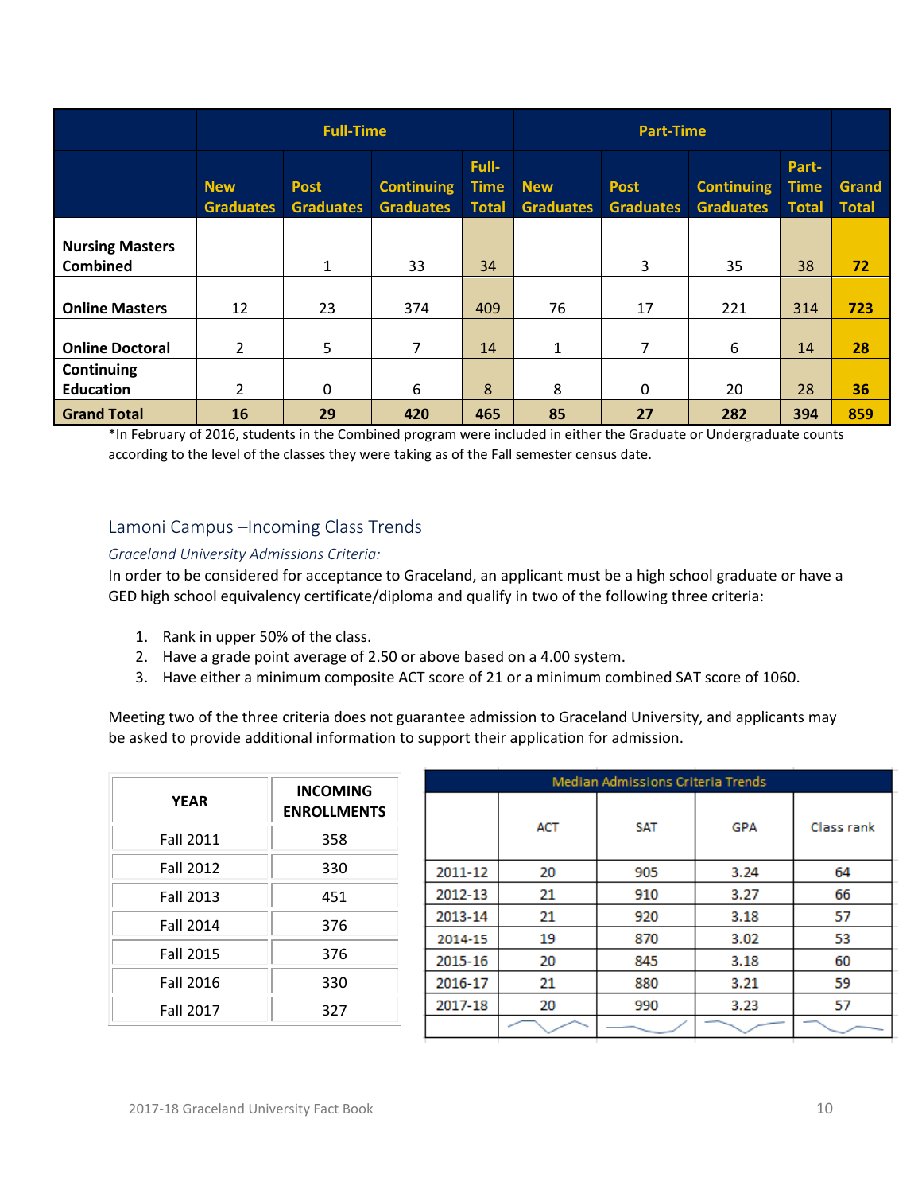| | Full-Time | | | | Part-Time | | | | |
|---|---|---|---|---|---|---|---|---|---|
| | New Graduates | Post Graduates | Continuing Graduates | Full-Time Total | New Graduates | Post Graduates | Continuing Graduates | Part-Time Total | Grand Total |
| **Nursing Masters Combined** | | 1 | 33 | 34 | | 3 | 35 | 38 | **72** |
| **Online Masters** | 12 | 23 | 374 | 409 | 76 | 17 | 221 | 314 | **723** |
| **Online Doctoral** | 2 | 5 | 7 | 14 | 1 | 7 | 6 | 14 | **28** |
| **Continuing Education** | 2 | 0 | 6 | 8 | 8 | 0 | 20 | 28 | **36** |
| **Grand Total** | **16** | **29** | **420** | **465** | **85** | **27** | **282** | **394** | **859** |

*In February of 2016, students in the Combined program were included in either the Graduate or Undergraduate counts according to the level of the classes they were taking as of the Fall semester census date.

## Lamoni Campus –Incoming Class Trends

### *Graceland University Admissions Criteria:*

In order to be considered for acceptance to Graceland, an applicant must be a high school graduate or have a GED high school equivalency certificate/diploma and qualify in two of the following three criteria:

1. Rank in upper 50% of the class.
2. Have a grade point average of 2.50 or above based on a 4.00 system.
3. Have either a minimum composite ACT score of 21 or a minimum combined SAT score of 1060.

Meeting two of the three criteria does not guarantee admission to Graceland University, and applicants may be asked to provide additional information to support their application for admission.

| YEAR | INCOMING ENROLLMENTS |
|---|---|
| Fall 2011 | 358 |
| Fall 2012 | 330 |
| Fall 2013 | 451 |
| Fall 2014 | 376 |
| Fall 2015 | 376 |
| Fall 2016 | 330 |
| Fall 2017 | 327 |

| Median Admissions Criteria Trends | | | | |
|---|---|---|---|---|
| | ACT | SAT | GPA | Class rank |
| 2011-12 | 20 | 905 | 3.24 | 64 |
| 2012-13 | 21 | 910 | 3.27 | 66 |
| 2013-14 | 21 | 920 | 3.18 | 57 |
| 2014-15 | 19 | 870 | 3.02 | 53 |
| 2015-16 | 20 | 845 | 3.18 | 60 |
| 2016-17 | 21 | 880 | 3.21 | 59 |
| 2017-18 | 20 | 990 | 3.23 | 57 |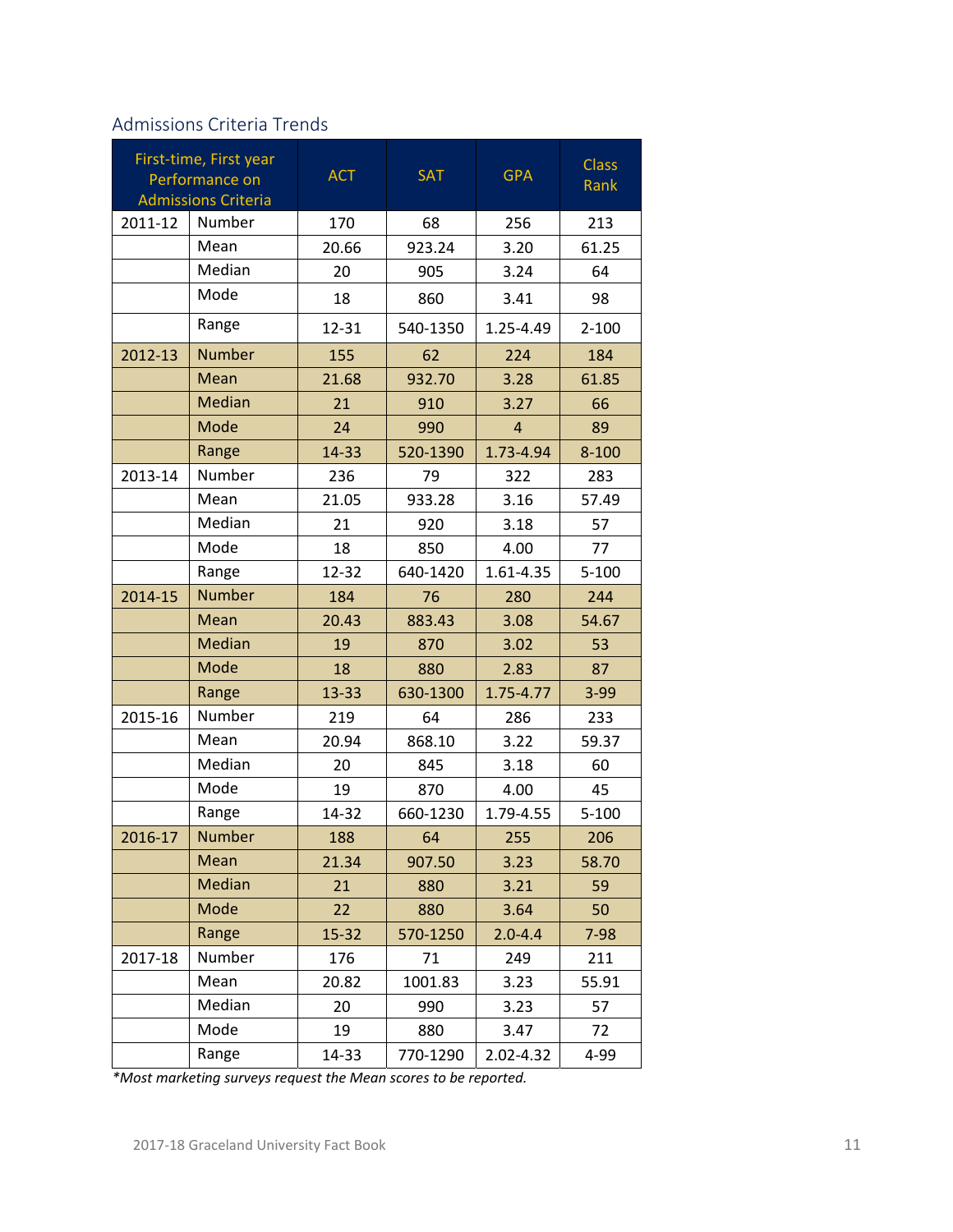## Admissions Criteria Trends

| First-time, First year Performance on Admissions Criteria | | ACT | SAT | GPA | Class Rank |
|---|---|---|---|---|---|
| 2011-12 | Number | 170 | 68 | 256 | 213 |
| | Mean | 20.66 | 923.24 | 3.20 | 61.25 |
| | Median | 20 | 905 | 3.24 | 64 |
| | Mode | 18 | 860 | 3.41 | 98 |
| | Range | 12-31 | 540-1350 | 1.25-4.49 | 2-100 |
| 2012-13 | Number | 155 | 62 | 224 | 184 |
| | Mean | 21.68 | 932.70 | 3.28 | 61.85 |
| | Median | 21 | 910 | 3.27 | 66 |
| | Mode | 24 | 990 | 4 | 89 |
| | Range | 14-33 | 520-1390 | 1.73-4.94 | 8-100 |
| 2013-14 | Number | 236 | 79 | 322 | 283 |
| | Mean | 21.05 | 933.28 | 3.16 | 57.49 |
| | Median | 21 | 920 | 3.18 | 57 |
| | Mode | 18 | 850 | 4.00 | 77 |
| | Range | 12-32 | 640-1420 | 1.61-4.35 | 5-100 |
| 2014-15 | Number | 184 | 76 | 280 | 244 |
| | Mean | 20.43 | 883.43 | 3.08 | 54.67 |
| | Median | 19 | 870 | 3.02 | 53 |
| | Mode | 18 | 880 | 2.83 | 87 |
| | Range | 13-33 | 630-1300 | 1.75-4.77 | 3-99 |
| 2015-16 | Number | 219 | 64 | 286 | 233 |
| | Mean | 20.94 | 868.10 | 3.22 | 59.37 |
| | Median | 20 | 845 | 3.18 | 60 |
| | Mode | 19 | 870 | 4.00 | 45 |
| | Range | 14-32 | 660-1230 | 1.79-4.55 | 5-100 |
| 2016-17 | Number | 188 | 64 | 255 | 206 |
| | Mean | 21.34 | 907.50 | 3.23 | 58.70 |
| | Median | 21 | 880 | 3.21 | 59 |
| | Mode | 22 | 880 | 3.64 | 50 |
| | Range | 15-32 | 570-1250 | 2.0-4.4 | 7-98 |
| 2017-18 | Number | 176 | 71 | 249 | 211 |
| | Mean | 20.82 | 1001.83 | 3.23 | 55.91 |
| | Median | 20 | 990 | 3.23 | 57 |
| | Mode | 19 | 880 | 3.47 | 72 |
| | Range | 14-33 | 770-1290 | 2.02-4.32 | 4-99 |

*\*Most marketing surveys request the Mean scores to be reported.*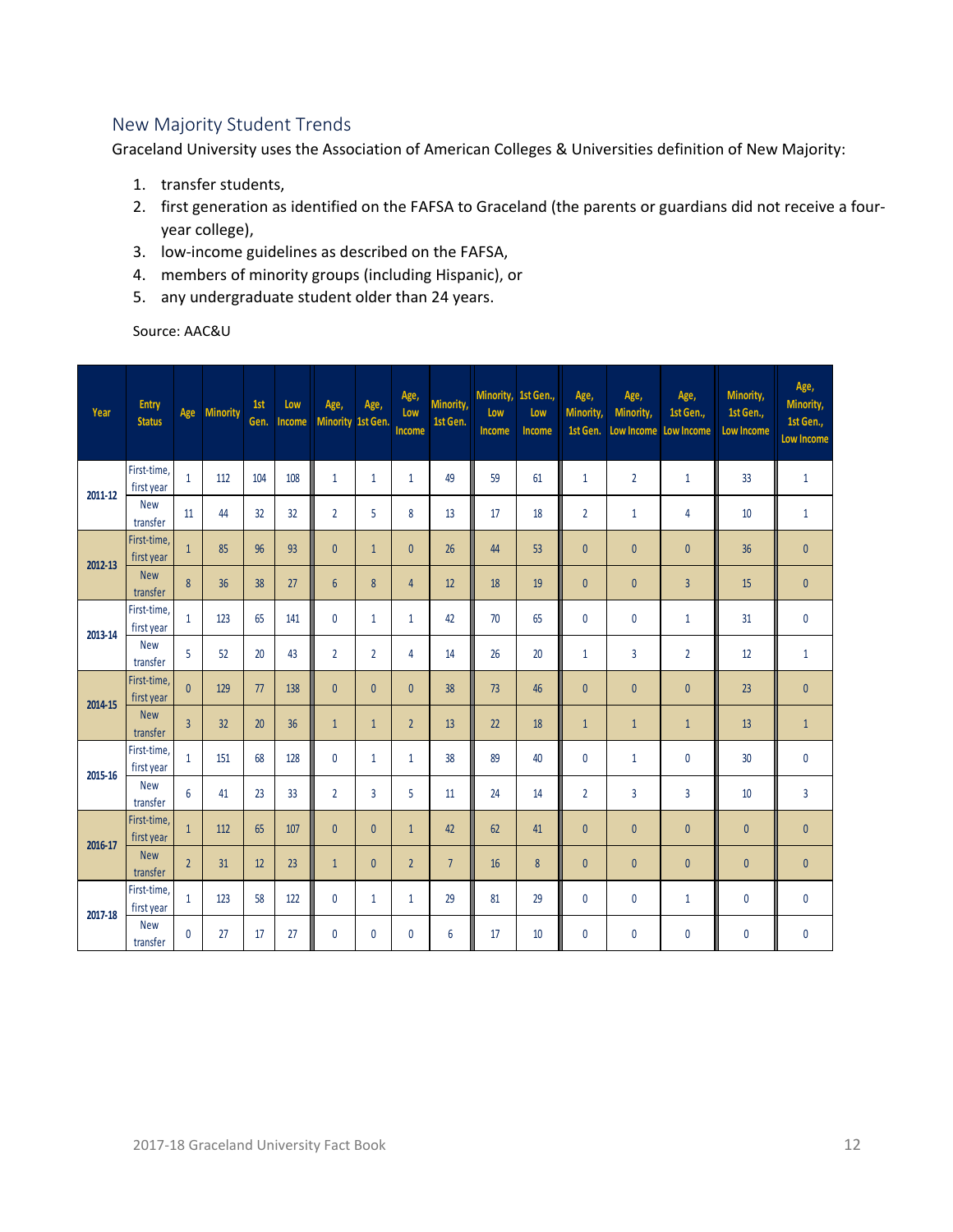## New Majority Student Trends

Graceland University uses the Association of American Colleges & Universities definition of New Majority:

1. transfer students,
2. first generation as identified on the FAFSA to Graceland (the parents or guardians did not receive a four-year college),
3. low-income guidelines as described on the FAFSA,
4. members of minority groups (including Hispanic), or
5. any undergraduate student older than 24 years.

Source: AAC&U

| Year | Entry Status | Age | Minority | 1st Gen. | Low Income | Age, Minority | Age, 1st Gen. | Age, Low Income | Minority, 1st Gen. | Minority, Low Income | 1st Gen., Low Income | Age, Minority, 1st Gen. | Age, Minority, Low Income | Age, 1st Gen., Low Income | Minority, 1st Gen., Low Income | Age, Minority, 1st Gen., Low Income |
|---|---|---|---|---|---|---|---|---|---|---|---|---|---|---|---|---|
| 2011-12 | First-time, first year | 1 | 112 | 104 | 108 | 1 | 1 | 1 | 49 | 59 | 61 | 1 | 2 | 1 | 33 | 1 |
| | New transfer | 11 | 44 | 32 | 32 | 2 | 5 | 8 | 13 | 17 | 18 | 2 | 1 | 4 | 10 | 1 |
| 2012-13 | First-time, first year | 1 | 85 | 96 | 93 | 0 | 1 | 0 | 26 | 44 | 53 | 0 | 0 | 0 | 36 | 0 |
| | New transfer | 8 | 36 | 38 | 27 | 6 | 8 | 4 | 12 | 18 | 19 | 0 | 0 | 3 | 15 | 0 |
| 2013-14 | First-time, first year | 1 | 123 | 65 | 141 | 0 | 1 | 1 | 42 | 70 | 65 | 0 | 0 | 1 | 31 | 0 |
| | New transfer | 5 | 52 | 20 | 43 | 2 | 2 | 4 | 14 | 26 | 20 | 1 | 3 | 2 | 12 | 1 |
| 2014-15 | First-time, first year | 0 | 129 | 77 | 138 | 0 | 0 | 0 | 38 | 73 | 46 | 0 | 0 | 0 | 23 | 0 |
| | New transfer | 3 | 32 | 20 | 36 | 1 | 1 | 2 | 13 | 22 | 18 | 1 | 1 | 1 | 13 | 1 |
| 2015-16 | First-time, first year | 1 | 151 | 68 | 128 | 0 | 1 | 1 | 38 | 89 | 40 | 0 | 1 | 0 | 30 | 0 |
| | New transfer | 6 | 41 | 23 | 33 | 2 | 3 | 5 | 11 | 24 | 14 | 2 | 3 | 3 | 10 | 3 |
| 2016-17 | First-time, first year | 1 | 112 | 65 | 107 | 0 | 0 | 1 | 42 | 62 | 41 | 0 | 0 | 0 | 0 | 0 |
| | New transfer | 2 | 31 | 12 | 23 | 1 | 0 | 2 | 7 | 16 | 8 | 0 | 0 | 0 | 0 | 0 |
| 2017-18 | First-time, first year | 1 | 123 | 58 | 122 | 0 | 1 | 1 | 29 | 81 | 29 | 0 | 0 | 1 | 0 | 0 |
| | New transfer | 0 | 27 | 17 | 27 | 0 | 0 | 0 | 6 | 17 | 10 | 0 | 0 | 0 | 0 | 0 |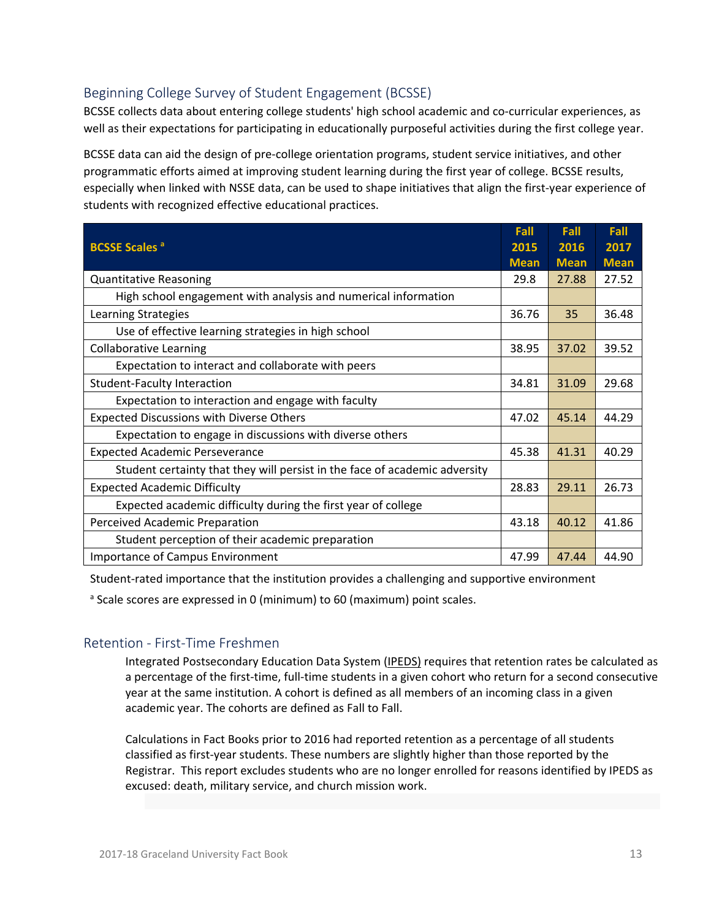## Beginning College Survey of Student Engagement (BCSSE)

BCSSE collects data about entering college students' high school academic and co-curricular experiences, as well as their expectations for participating in educationally purposeful activities during the first college year.

BCSSE data can aid the design of pre-college orientation programs, student service initiatives, and other programmatic efforts aimed at improving student learning during the first year of college. BCSSE results, especially when linked with NSSE data, can be used to shape initiatives that align the first-year experience of students with recognized effective educational practices.

| BCSSE Scales [a] | Fall 2015 Mean | Fall 2016 Mean | Fall 2017 Mean |
|---|---|---|---|
| Quantitative Reasoning | 29.8 | 27.88 | 27.52 |
| High school engagement with analysis and numerical information | | | |
| Learning Strategies | 36.76 | 35 | 36.48 |
| Use of effective learning strategies in high school | | | |
| Collaborative Learning | 38.95 | 37.02 | 39.52 |
| Expectation to interact and collaborate with peers | | | |
| Student-Faculty Interaction | 34.81 | 31.09 | 29.68 |
| Expectation to interaction and engage with faculty | | | |
| Expected Discussions with Diverse Others | 47.02 | 45.14 | 44.29 |
| Expectation to engage in discussions with diverse others | | | |
| Expected Academic Perseverance | 45.38 | 41.31 | 40.29 |
| Student certainty that they will persist in the face of academic adversity | | | |
| Expected Academic Difficulty | 28.83 | 29.11 | 26.73 |
| Expected academic difficulty during the first year of college | | | |
| Perceived Academic Preparation | 43.18 | 40.12 | 41.86 |
| Student perception of their academic preparation | | | |
| Importance of Campus Environment | 47.99 | 47.44 | 44.90 |

Student-rated importance that the institution provides a challenging and supportive environment

[a] Scale scores are expressed in 0 (minimum) to 60 (maximum) point scales.

## Retention - First-Time Freshmen

Integrated Postsecondary Education Data System (IPEDS) requires that retention rates be calculated as a percentage of the first-time, full-time students in a given cohort who return for a second consecutive year at the same institution. A cohort is defined as all members of an incoming class in a given academic year. The cohorts are defined as Fall to Fall.

Calculations in Fact Books prior to 2016 had reported retention as a percentage of all students classified as first-year students. These numbers are slightly higher than those reported by the Registrar. This report excludes students who are no longer enrolled for reasons identified by IPEDS as excused: death, military service, and church mission work.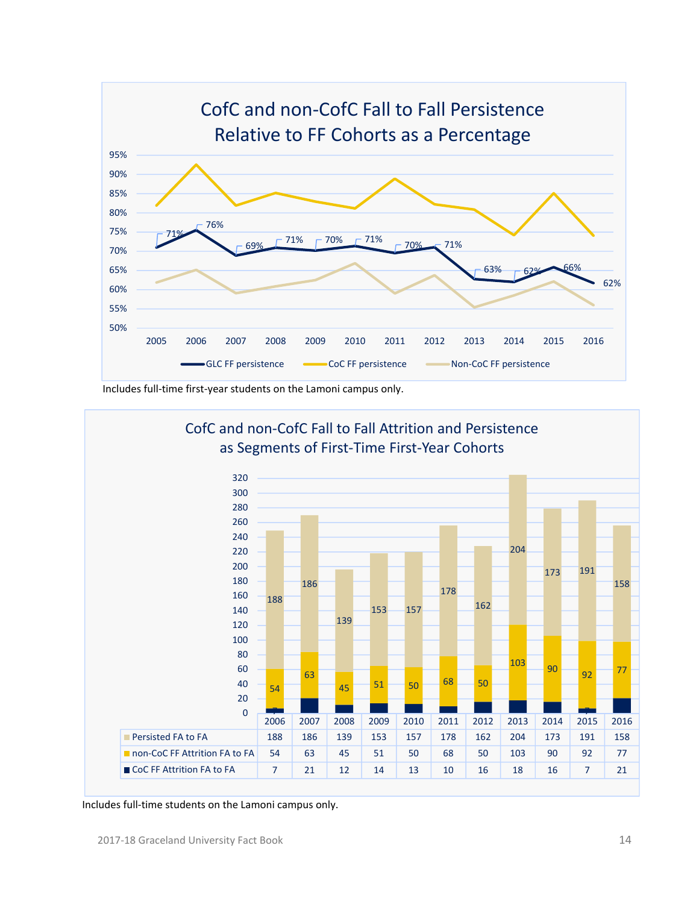## CofC and non-CofC Fall to Fall Persistence Relative to FF Cohorts as a Percentage

| Year | GLC FF persistence |
|---|---|
| 2005 | 71% |
| 2006 | 76% |
| 2007 | 69% |
| 2008 | 71% |
| 2009 | 70% |
| 2010 | 71% |
| 2011 | 70% |
| 2012 | 71% |
| 2013 | 63% |
| 2014 | 62% |
| 2015 | 66% |
| 2016 | 62% |

GLC FF persistence — CoC FF persistence — Non-CoC FF persistence

Includes full-time first-year students on the Lamoni campus only.

## CofC and non-CofC Fall to Fall Attrition and Persistence as Segments of First-Time First-Year Cohorts

| | 2006 | 2007 | 2008 | 2009 | 2010 | 2011 | 2012 | 2013 | 2014 | 2015 | 2016 |
|---|---|---|---|---|---|---|---|---|---|---|---|
| Persisted FA to FA | 188 | 186 | 139 | 153 | 157 | 178 | 162 | 204 | 173 | 191 | 158 |
| non-CoC FF Attrition FA to FA | 54 | 63 | 45 | 51 | 50 | 68 | 50 | 103 | 90 | 92 | 77 |
| CoC FF Attrition FA to FA | 7 | 21 | 12 | 14 | 13 | 10 | 16 | 18 | 16 | 7 | 21 |

Includes full-time students on the Lamoni campus only.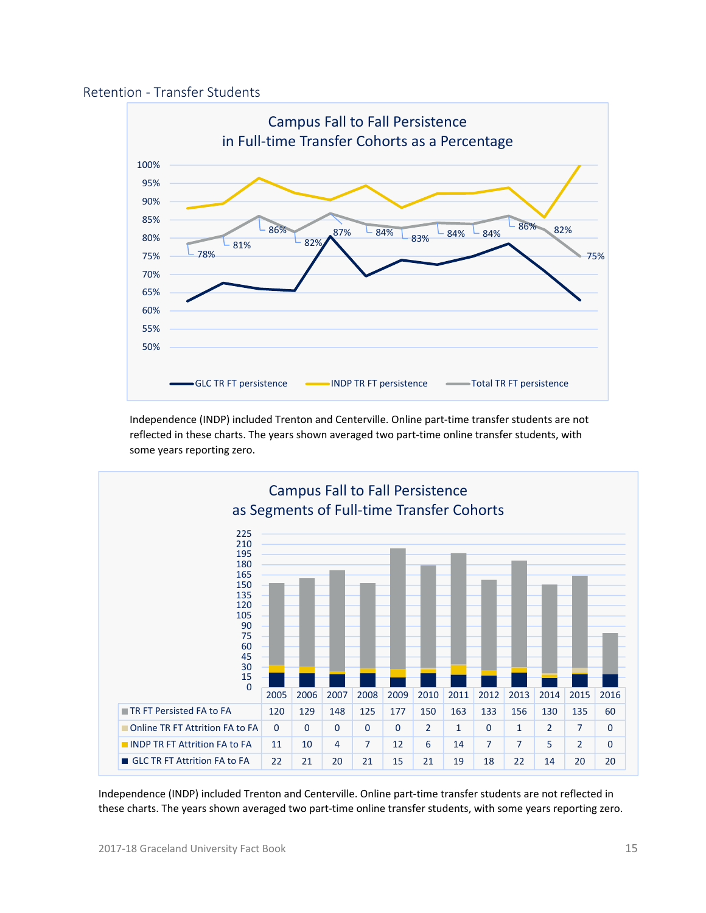## Retention - Transfer Students

**Campus Fall to Fall Persistence in Full-time Transfer Cohorts as a Percentage**

Total TR FT persistence: 78%, 81%, 86%, 82%, 87%, 84%, 83%, 84%, 84%, 86%, 82%, 75%

Legend: GLC TR FT persistence, INDP TR FT persistence, Total TR FT persistence

Independence (INDP) included Trenton and Centerville. Online part-time transfer students are not reflected in these charts. The years shown averaged two part-time online transfer students, with some years reporting zero.

**Campus Fall to Fall Persistence as Segments of Full-time Transfer Cohorts**

| | 2005 | 2006 | 2007 | 2008 | 2009 | 2010 | 2011 | 2012 | 2013 | 2014 | 2015 | 2016 |
|---|---|---|---|---|---|---|---|---|---|---|---|---|
| TR FT Persisted FA to FA | 120 | 129 | 148 | 125 | 177 | 150 | 163 | 133 | 156 | 130 | 135 | 60 |
| Online TR FT Attrition FA to FA | 0 | 0 | 0 | 0 | 0 | 2 | 1 | 0 | 1 | 2 | 7 | 0 |
| INDP TR FT Attrition FA to FA | 11 | 10 | 4 | 7 | 12 | 6 | 14 | 7 | 7 | 5 | 2 | 0 |
| GLC TR FT Attrition FA to FA | 22 | 21 | 20 | 21 | 15 | 21 | 19 | 18 | 22 | 14 | 20 | 20 |

Independence (INDP) included Trenton and Centerville. Online part-time transfer students are not reflected in these charts. The years shown averaged two part-time online transfer students, with some years reporting zero.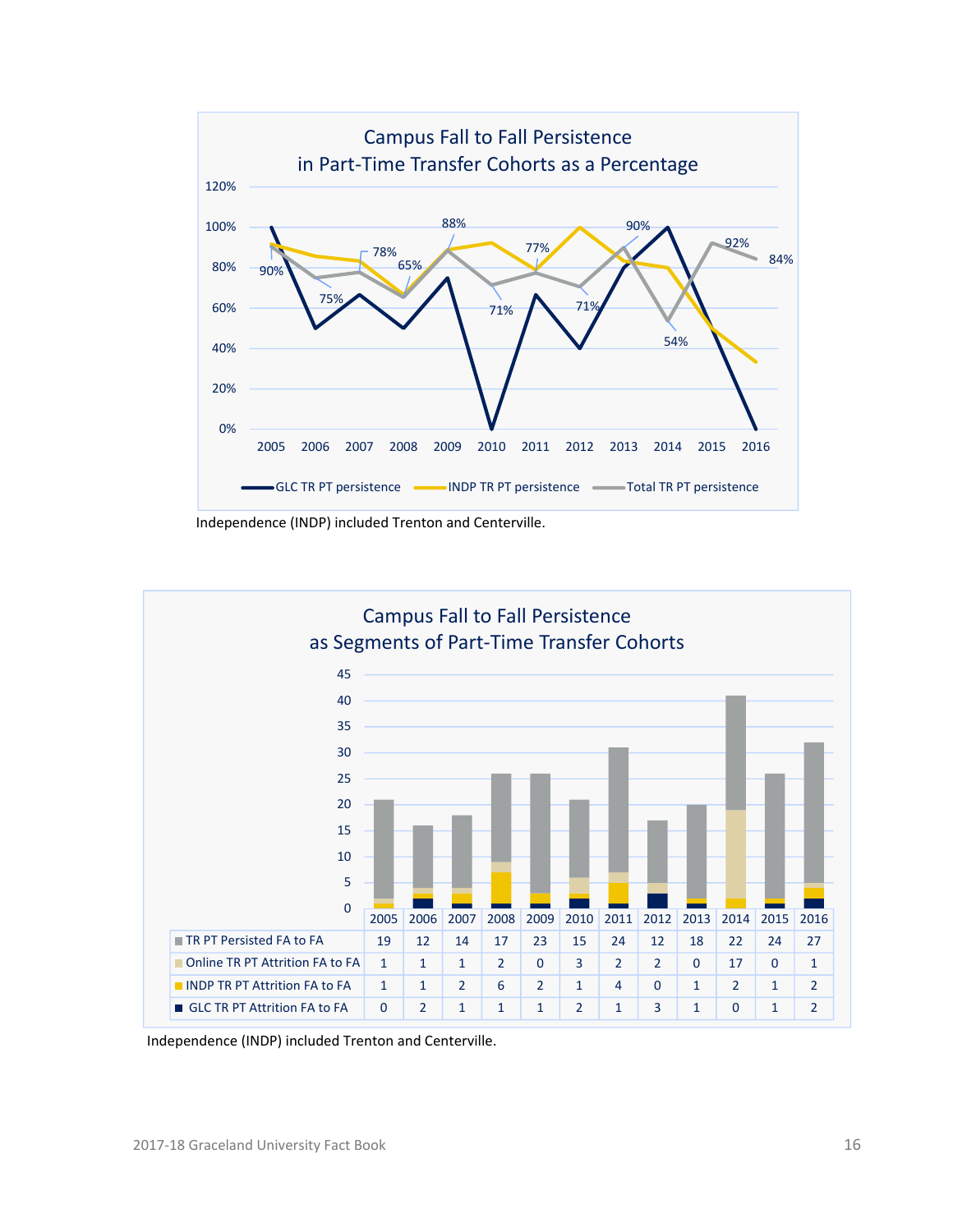## Campus Fall to Fall Persistence in Part-Time Transfer Cohorts as a Percentage

Independence (INDP) included Trenton and Centerville.

## Campus Fall to Fall Persistence as Segments of Part-Time Transfer Cohorts

| | 2005 | 2006 | 2007 | 2008 | 2009 | 2010 | 2011 | 2012 | 2013 | 2014 | 2015 | 2016 |
|---|---|---|---|---|---|---|---|---|---|---|---|---|
| TR PT Persisted FA to FA | 19 | 12 | 14 | 17 | 23 | 15 | 24 | 12 | 18 | 22 | 24 | 27 |
| Online TR PT Attrition FA to FA | 1 | 1 | 1 | 2 | 0 | 3 | 2 | 2 | 0 | 17 | 0 | 1 |
| INDP TR PT Attrition FA to FA | 1 | 1 | 2 | 6 | 2 | 1 | 4 | 0 | 1 | 2 | 1 | 2 |
| GLC TR PT Attrition FA to FA | 0 | 2 | 1 | 1 | 1 | 2 | 1 | 3 | 1 | 0 | 1 | 2 |

Independence (INDP) included Trenton and Centerville.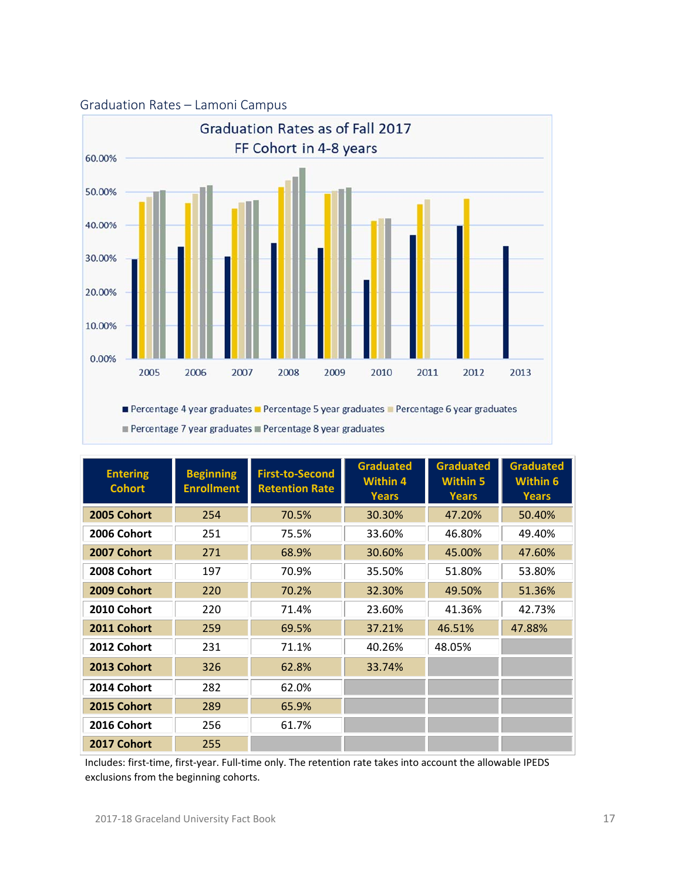## Graduation Rates – Lamoni Campus

Graduation Rates as of Fall 2017
FF Cohort in 4-8 years

| Entering Cohort | Beginning Enrollment | First-to-Second Retention Rate | Graduated Within 4 Years | Graduated Within 5 Years | Graduated Within 6 Years |
|---|---|---|---|---|---|
| 2005 Cohort | 254 | 70.5% | 30.30% | 47.20% | 50.40% |
| 2006 Cohort | 251 | 75.5% | 33.60% | 46.80% | 49.40% |
| 2007 Cohort | 271 | 68.9% | 30.60% | 45.00% | 47.60% |
| 2008 Cohort | 197 | 70.9% | 35.50% | 51.80% | 53.80% |
| 2009 Cohort | 220 | 70.2% | 32.30% | 49.50% | 51.36% |
| 2010 Cohort | 220 | 71.4% | 23.60% | 41.36% | 42.73% |
| 2011 Cohort | 259 | 69.5% | 37.21% | 46.51% | 47.88% |
| 2012 Cohort | 231 | 71.1% | 40.26% | 48.05% | |
| 2013 Cohort | 326 | 62.8% | 33.74% | | |
| 2014 Cohort | 282 | 62.0% | | | |
| 2015 Cohort | 289 | 65.9% | | | |
| 2016 Cohort | 256 | 61.7% | | | |
| 2017 Cohort | 255 | | | | |

Includes: first-time, first-year. Full-time only. The retention rate takes into account the allowable IPEDS exclusions from the beginning cohorts.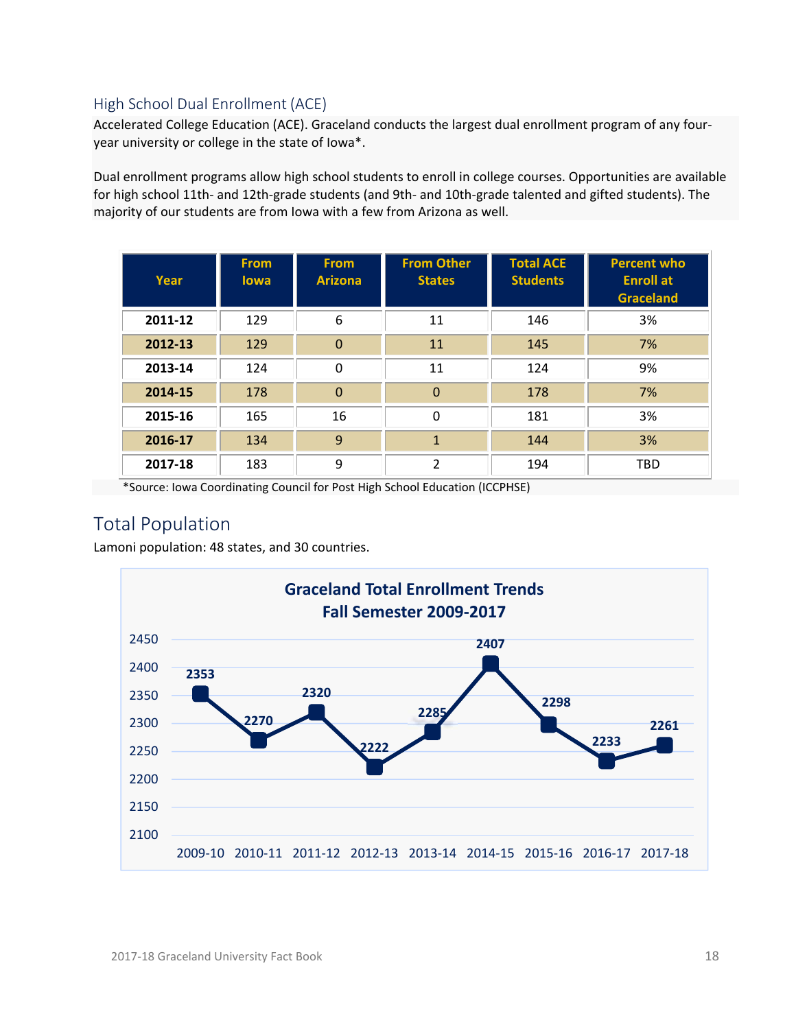## High School Dual Enrollment (ACE)

Accelerated College Education (ACE). Graceland conducts the largest dual enrollment program of any four-year university or college in the state of Iowa*.

Dual enrollment programs allow high school students to enroll in college courses. Opportunities are available for high school 11th- and 12th-grade students (and 9th- and 10th-grade talented and gifted students). The majority of our students are from Iowa with a few from Arizona as well.

| Year | From Iowa | From Arizona | From Other States | Total ACE Students | Percent who Enroll at Graceland |
|---|---|---|---|---|---|
| **2011-12** | 129 | 6 | 11 | 146 | 3% |
| **2012-13** | 129 | 0 | 11 | 145 | 7% |
| **2013-14** | 124 | 0 | 11 | 124 | 9% |
| **2014-15** | 178 | 0 | 0 | 178 | 7% |
| **2015-16** | 165 | 16 | 0 | 181 | 3% |
| **2016-17** | 134 | 9 | 1 | 144 | 3% |
| **2017-18** | 183 | 9 | 2 | 194 | TBD |

*Source: Iowa Coordinating Council for Post High School Education (ICCPHSE)

## Total Population

Lamoni population: 48 states, and 30 countries.

**Graceland Total Enrollment Trends**
**Fall Semester 2009-2017**

| Year | Enrollment |
|---|---|
| 2009-10 | 2353 |
| 2010-11 | 2270 |
| 2011-12 | 2320 |
| 2012-13 | 2222 |
| 2013-14 | 2285 |
| 2014-15 | 2407 |
| 2015-16 | 2298 |
| 2016-17 | 2233 |
| 2017-18 | 2261 |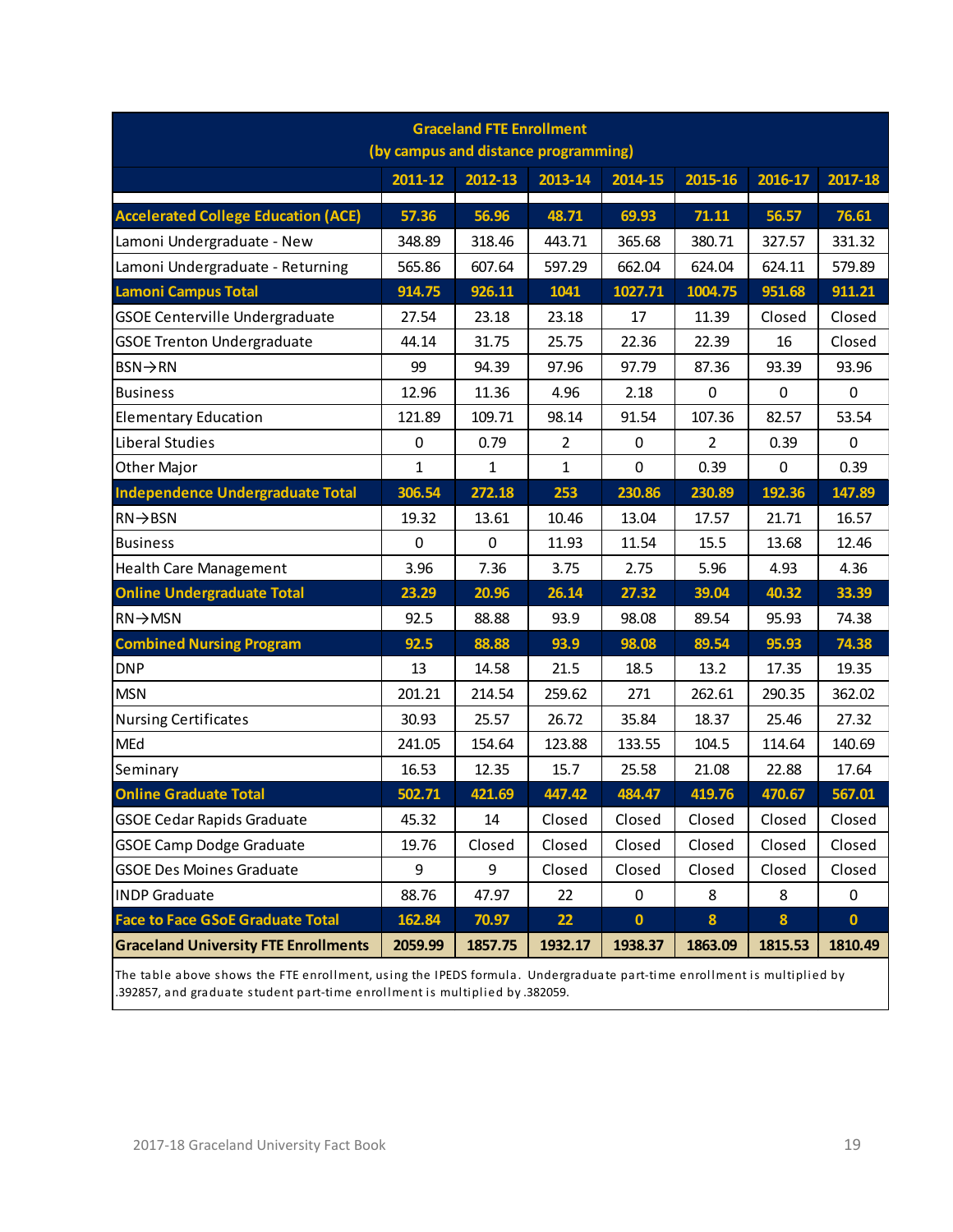| Graceland FTE Enrollment (by campus and distance programming) | | | | | | | |
|---|---|---|---|---|---|---|---|
| | 2011-12 | 2012-13 | 2013-14 | 2014-15 | 2015-16 | 2016-17 | 2017-18 |
| **Accelerated College Education (ACE)** | **57.36** | **56.96** | **48.71** | **69.93** | **71.11** | **56.57** | **76.61** |
| Lamoni Undergraduate - New | 348.89 | 318.46 | 443.71 | 365.68 | 380.71 | 327.57 | 331.32 |
| Lamoni Undergraduate - Returning | 565.86 | 607.64 | 597.29 | 662.04 | 624.04 | 624.11 | 579.89 |
| **Lamoni Campus Total** | **914.75** | **926.11** | **1041** | **1027.71** | **1004.75** | **951.68** | **911.21** |
| GSOE Centerville Undergraduate | 27.54 | 23.18 | 23.18 | 17 | 11.39 | Closed | Closed |
| GSOE Trenton Undergraduate | 44.14 | 31.75 | 25.75 | 22.36 | 22.39 | 16 | Closed |
| BSN→RN | 99 | 94.39 | 97.96 | 97.79 | 87.36 | 93.39 | 93.96 |
| Business | 12.96 | 11.36 | 4.96 | 2.18 | 0 | 0 | 0 |
| Elementary Education | 121.89 | 109.71 | 98.14 | 91.54 | 107.36 | 82.57 | 53.54 |
| Liberal Studies | 0 | 0.79 | 2 | 0 | 2 | 0.39 | 0 |
| Other Major | 1 | 1 | 1 | 0 | 0.39 | 0 | 0.39 |
| **Independence Undergraduate Total** | **306.54** | **272.18** | **253** | **230.86** | **230.89** | **192.36** | **147.89** |
| RN→BSN | 19.32 | 13.61 | 10.46 | 13.04 | 17.57 | 21.71 | 16.57 |
| Business | 0 | 0 | 11.93 | 11.54 | 15.5 | 13.68 | 12.46 |
| Health Care Management | 3.96 | 7.36 | 3.75 | 2.75 | 5.96 | 4.93 | 4.36 |
| **Online Undergraduate Total** | **23.29** | **20.96** | **26.14** | **27.32** | **39.04** | **40.32** | **33.39** |
| RN→MSN | 92.5 | 88.88 | 93.9 | 98.08 | 89.54 | 95.93 | 74.38 |
| **Combined Nursing Program** | **92.5** | **88.88** | **93.9** | **98.08** | **89.54** | **95.93** | **74.38** |
| DNP | 13 | 14.58 | 21.5 | 18.5 | 13.2 | 17.35 | 19.35 |
| MSN | 201.21 | 214.54 | 259.62 | 271 | 262.61 | 290.35 | 362.02 |
| Nursing Certificates | 30.93 | 25.57 | 26.72 | 35.84 | 18.37 | 25.46 | 27.32 |
| MEd | 241.05 | 154.64 | 123.88 | 133.55 | 104.5 | 114.64 | 140.69 |
| Seminary | 16.53 | 12.35 | 15.7 | 25.58 | 21.08 | 22.88 | 17.64 |
| **Online Graduate Total** | **502.71** | **421.69** | **447.42** | **484.47** | **419.76** | **470.67** | **567.01** |
| GSOE Cedar Rapids Graduate | 45.32 | 14 | Closed | Closed | Closed | Closed | Closed |
| GSOE Camp Dodge Graduate | 19.76 | Closed | Closed | Closed | Closed | Closed | Closed |
| GSOE Des Moines Graduate | 9 | 9 | Closed | Closed | Closed | Closed | Closed |
| INDP Graduate | 88.76 | 47.97 | 22 | 0 | 8 | 8 | 0 |
| **Face to Face GSoE Graduate Total** | **162.84** | **70.97** | **22** | **0** | **8** | **8** | **0** |
| **Graceland University FTE Enrollments** | **2059.99** | **1857.75** | **1932.17** | **1938.37** | **1863.09** | **1815.53** | **1810.49** |

The table above shows the FTE enrollment, using the IPEDS formula. Undergraduate part-time enrollment is multiplied by .392857, and graduate student part-time enrollment is multiplied by .382059.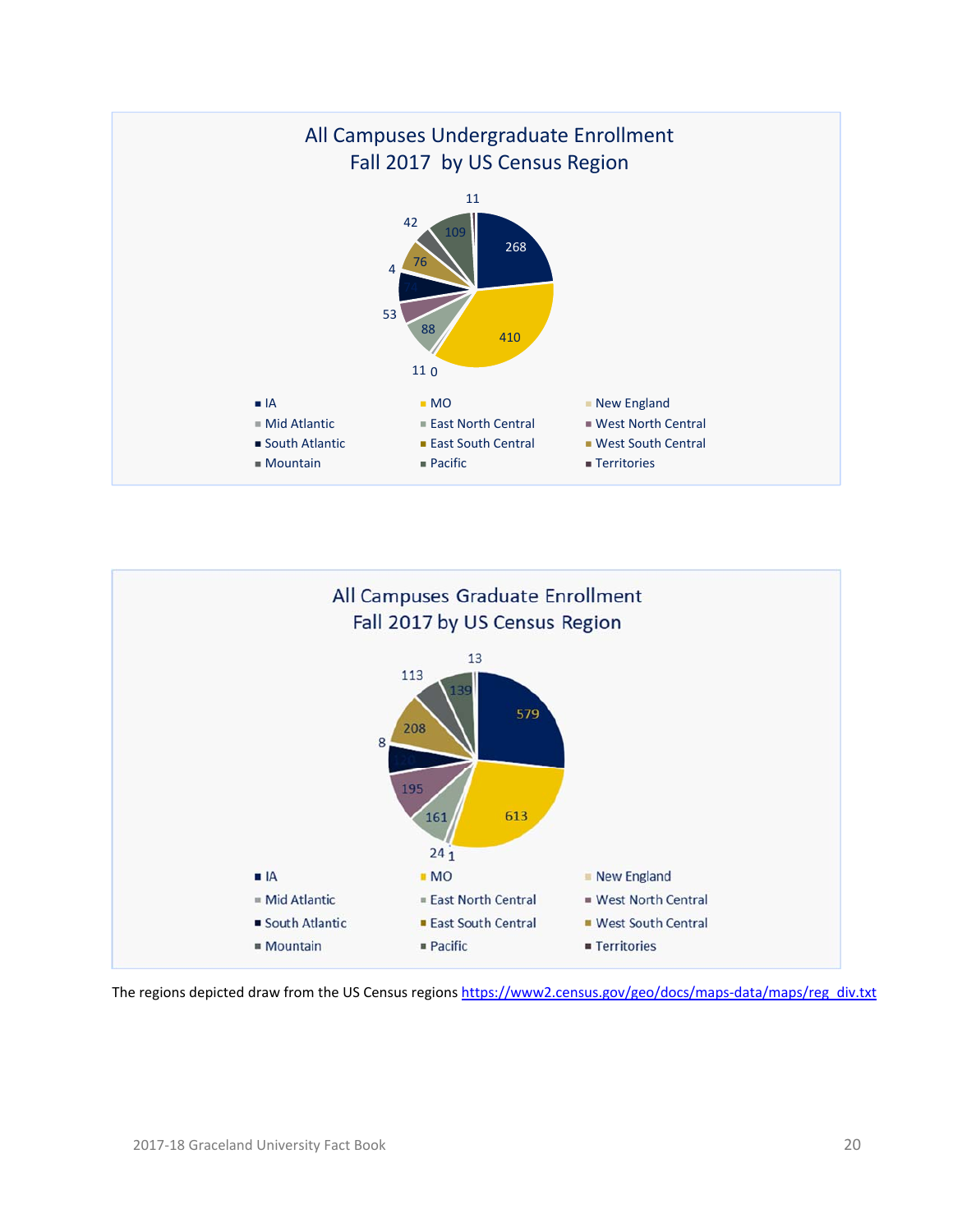## All Campuses Undergraduate Enrollment Fall 2017 by US Census Region

| Region | Count |
|---|---|
| IA | 268 |
| MO | 410 |
| New England | 0 |
| Mid Atlantic | 11 |
| East North Central | 88 |
| West North Central | 53 |
| South Atlantic | 74 |
| East South Central | 4 |
| West South Central | 76 |
| Mountain | 42 |
| Pacific | 109 |
| Territories | 11 |

## All Campuses Graduate Enrollment Fall 2017 by US Census Region

| Region | Count |
|---|---|
| IA | 579 |
| MO | 613 |
| New England | 1 |
| Mid Atlantic | 24 |
| East North Central | 161 |
| West North Central | 195 |
| South Atlantic | 120 |
| East South Central | 8 |
| West South Central | 208 |
| Mountain | 113 |
| Pacific | 139 |
| Territories | 13 |

The regions depicted draw from the US Census regions https://www2.census.gov/geo/docs/maps-data/maps/reg_div.txt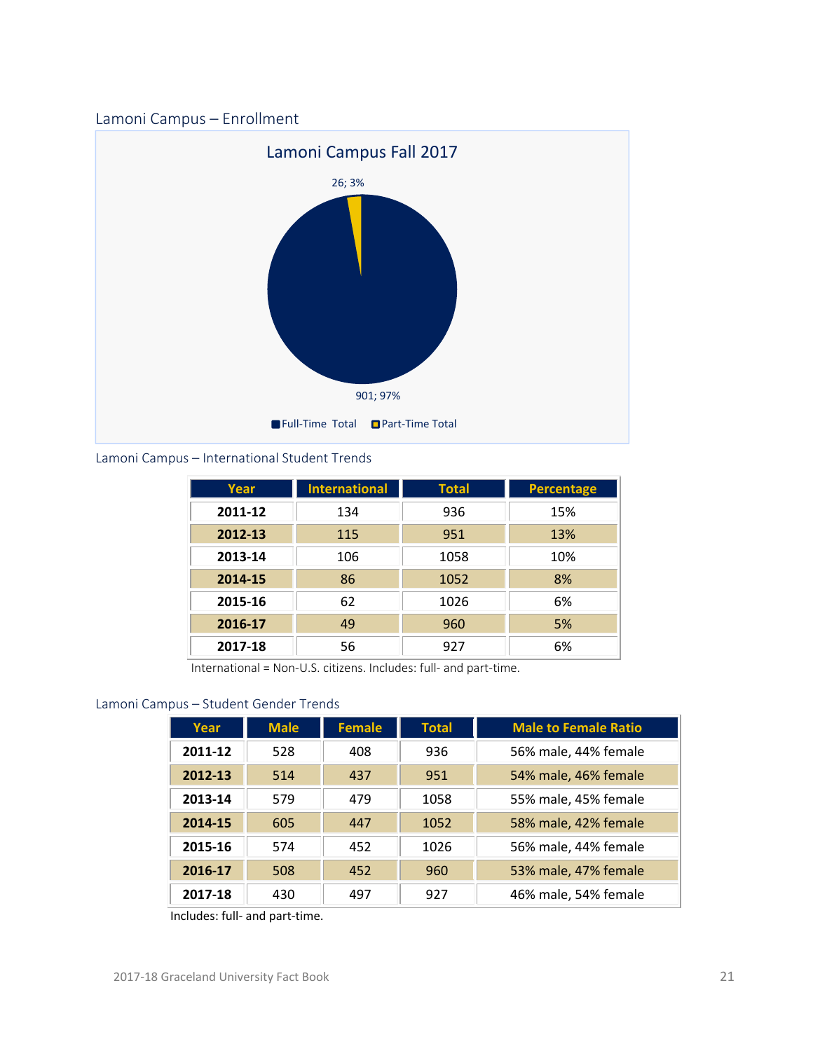## Lamoni Campus – Enrollment

Lamoni Campus Fall 2017

26; 3%

901; 97%

Full-Time Total | Part-Time Total

## Lamoni Campus – International Student Trends

| Year | International | Total | Percentage |
|---|---|---|---|
| **2011-12** | 134 | 936 | 15% |
| **2012-13** | 115 | 951 | 13% |
| **2013-14** | 106 | 1058 | 10% |
| **2014-15** | 86 | 1052 | 8% |
| **2015-16** | 62 | 1026 | 6% |
| **2016-17** | 49 | 960 | 5% |
| **2017-18** | 56 | 927 | 6% |

International = Non-U.S. citizens. Includes: full- and part-time.

## Lamoni Campus – Student Gender Trends

| Year | Male | Female | Total | Male to Female Ratio |
|---|---|---|---|---|
| **2011-12** | 528 | 408 | 936 | 56% male, 44% female |
| **2012-13** | 514 | 437 | 951 | 54% male, 46% female |
| **2013-14** | 579 | 479 | 1058 | 55% male, 45% female |
| **2014-15** | 605 | 447 | 1052 | 58% male, 42% female |
| **2015-16** | 574 | 452 | 1026 | 56% male, 44% female |
| **2016-17** | 508 | 452 | 960 | 53% male, 47% female |
| **2017-18** | 430 | 497 | 927 | 46% male, 54% female |

Includes: full- and part-time.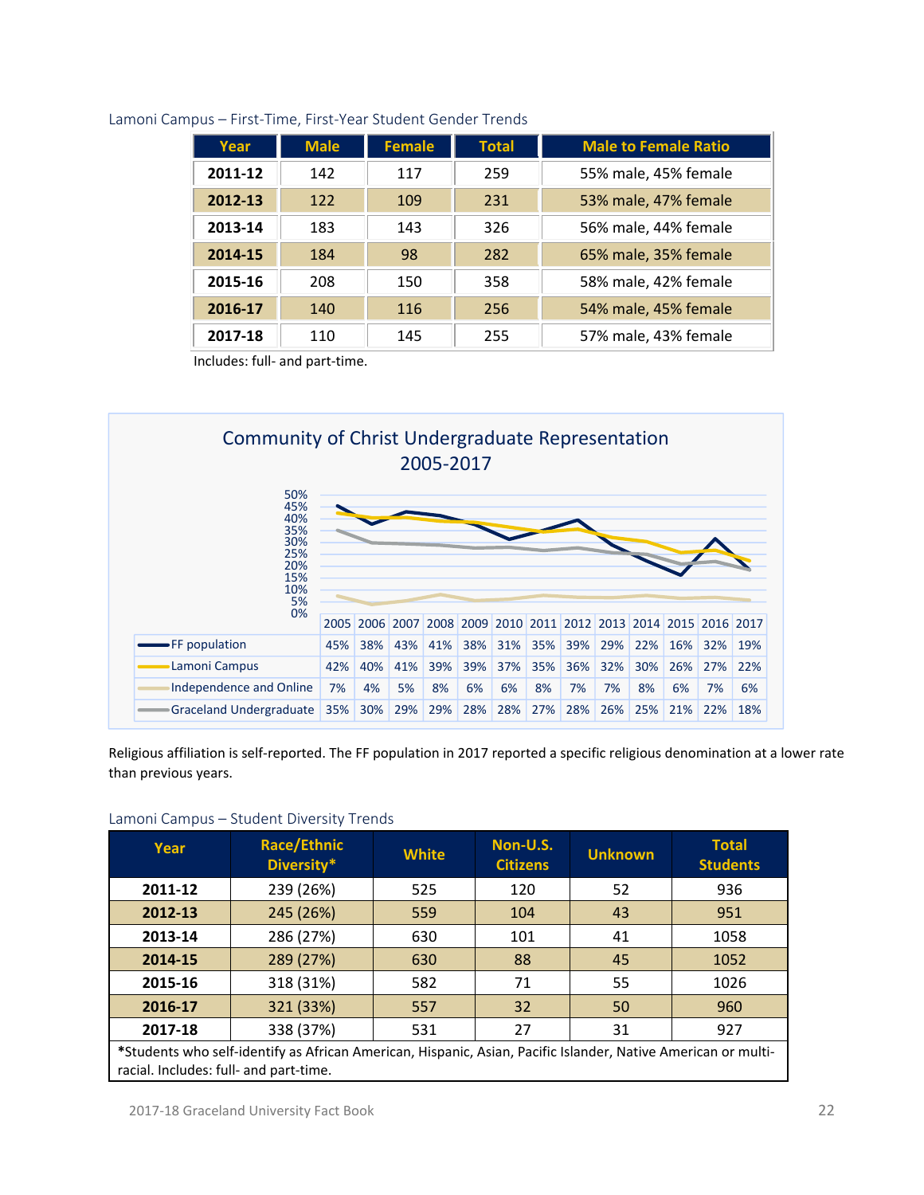Lamoni Campus – First-Time, First-Year Student Gender Trends

| Year | Male | Female | Total | Male to Female Ratio |
|---|---|---|---|---|
| **2011-12** | 142 | 117 | 259 | 55% male, 45% female |
| **2012-13** | 122 | 109 | 231 | 53% male, 47% female |
| **2013-14** | 183 | 143 | 326 | 56% male, 44% female |
| **2014-15** | 184 | 98 | 282 | 65% male, 35% female |
| **2015-16** | 208 | 150 | 358 | 58% male, 42% female |
| **2016-17** | 140 | 116 | 256 | 54% male, 45% female |
| **2017-18** | 110 | 145 | 255 | 57% male, 43% female |

Includes: full- and part-time.

Community of Christ Undergraduate Representation 2005-2017

| | 2005 | 2006 | 2007 | 2008 | 2009 | 2010 | 2011 | 2012 | 2013 | 2014 | 2015 | 2016 | 2017 |
|---|---|---|---|---|---|---|---|---|---|---|---|---|---|
| FF population | 45% | 38% | 43% | 41% | 38% | 31% | 35% | 39% | 29% | 22% | 16% | 32% | 19% |
| Lamoni Campus | 42% | 40% | 41% | 39% | 39% | 37% | 35% | 36% | 32% | 30% | 26% | 27% | 22% |
| Independence and Online | 7% | 4% | 5% | 8% | 6% | 6% | 8% | 7% | 7% | 8% | 6% | 7% | 6% |
| Graceland Undergraduate | 35% | 30% | 29% | 29% | 28% | 28% | 27% | 28% | 26% | 25% | 21% | 22% | 18% |

Religious affiliation is self-reported. The FF population in 2017 reported a specific religious denomination at a lower rate than previous years.

Lamoni Campus – Student Diversity Trends

| Year | Race/Ethnic Diversity* | White | Non-U.S. Citizens | Unknown | Total Students |
|---|---|---|---|---|---|
| **2011-12** | 239 (26%) | 525 | 120 | 52 | 936 |
| **2012-13** | 245 (26%) | 559 | 104 | 43 | 951 |
| **2013-14** | 286 (27%) | 630 | 101 | 41 | 1058 |
| **2014-15** | 289 (27%) | 630 | 88 | 45 | 1052 |
| **2015-16** | 318 (31%) | 582 | 71 | 55 | 1026 |
| **2016-17** | 321 (33%) | 557 | 32 | 50 | 960 |
| **2017-18** | 338 (37%) | 531 | 27 | 31 | 927 |

*Students who self-identify as African American, Hispanic, Asian, Pacific Islander, Native American or multi-racial. Includes: full- and part-time.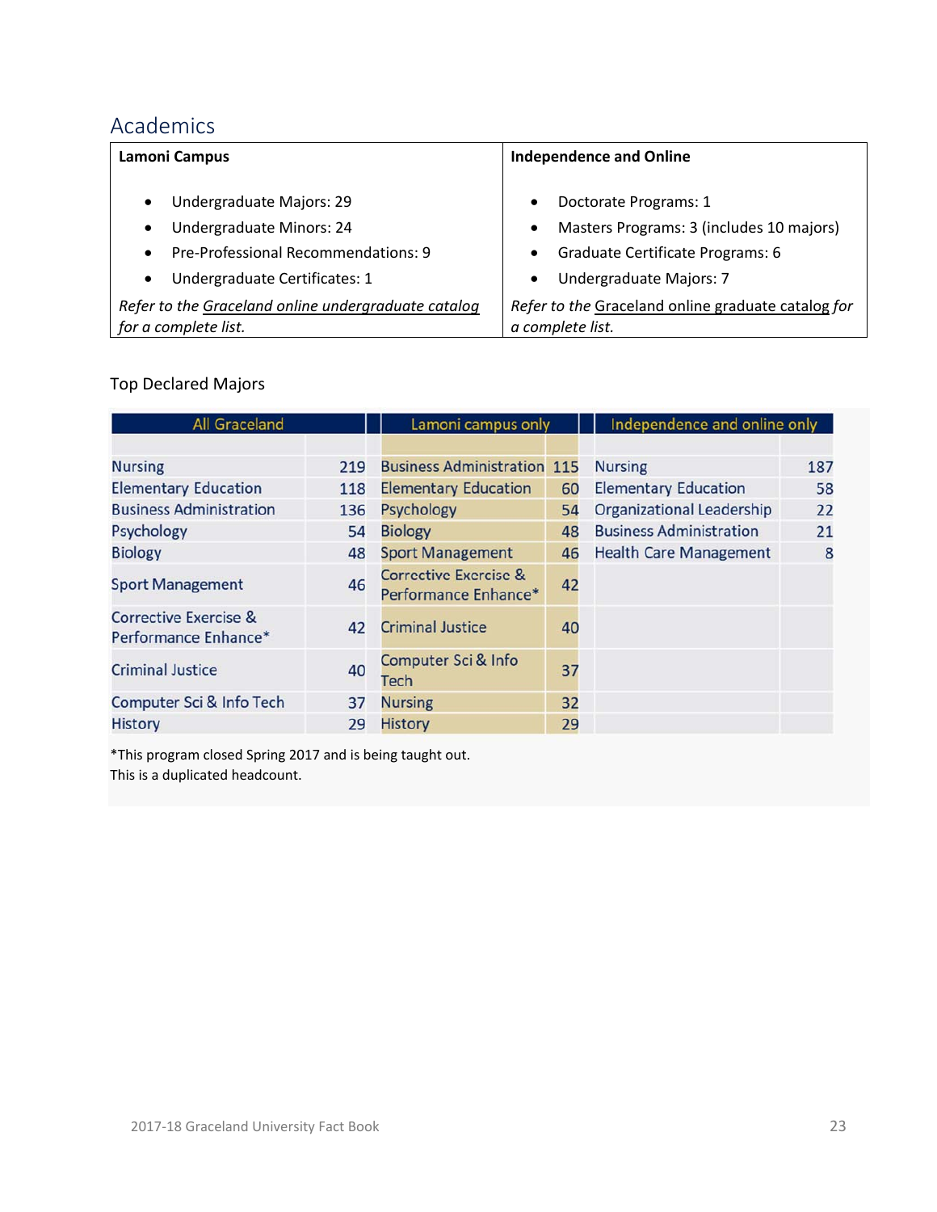## Academics

| Lamoni Campus | Independence and Online |
|---|---|
| • Undergraduate Majors: 29<br>• Undergraduate Minors: 24<br>• Pre-Professional Recommendations: 9<br>• Undergraduate Certificates: 1 | • Doctorate Programs: 1<br>• Masters Programs: 3 (includes 10 majors)<br>• Graduate Certificate Programs: 6<br>• Undergraduate Majors: 7 |
| *Refer to the Graceland online undergraduate catalog for a complete list.* | *Refer to the Graceland online graduate catalog for a complete list.* |

### Top Declared Majors

| All Graceland | | Lamoni campus only | | Independence and online only | |
|---|---|---|---|---|---|
| Nursing | 219 | Business Administration | 115 | Nursing | 187 |
| Elementary Education | 118 | Elementary Education | 60 | Elementary Education | 58 |
| Business Administration | 136 | Psychology | 54 | Organizational Leadership | 22 |
| Psychology | 54 | Biology | 48 | Business Administration | 21 |
| Biology | 48 | Sport Management | 46 | Health Care Management | 8 |
| Sport Management | 46 | Corrective Exercise & Performance Enhance* | 42 | | |
| Corrective Exercise & Performance Enhance* | 42 | Criminal Justice | 40 | | |
| Criminal Justice | 40 | Computer Sci & Info Tech | 37 | | |
| Computer Sci & Info Tech | 37 | Nursing | 32 | | |
| History | 29 | History | 29 | | |

*This program closed Spring 2017 and is being taught out.
This is a duplicated headcount.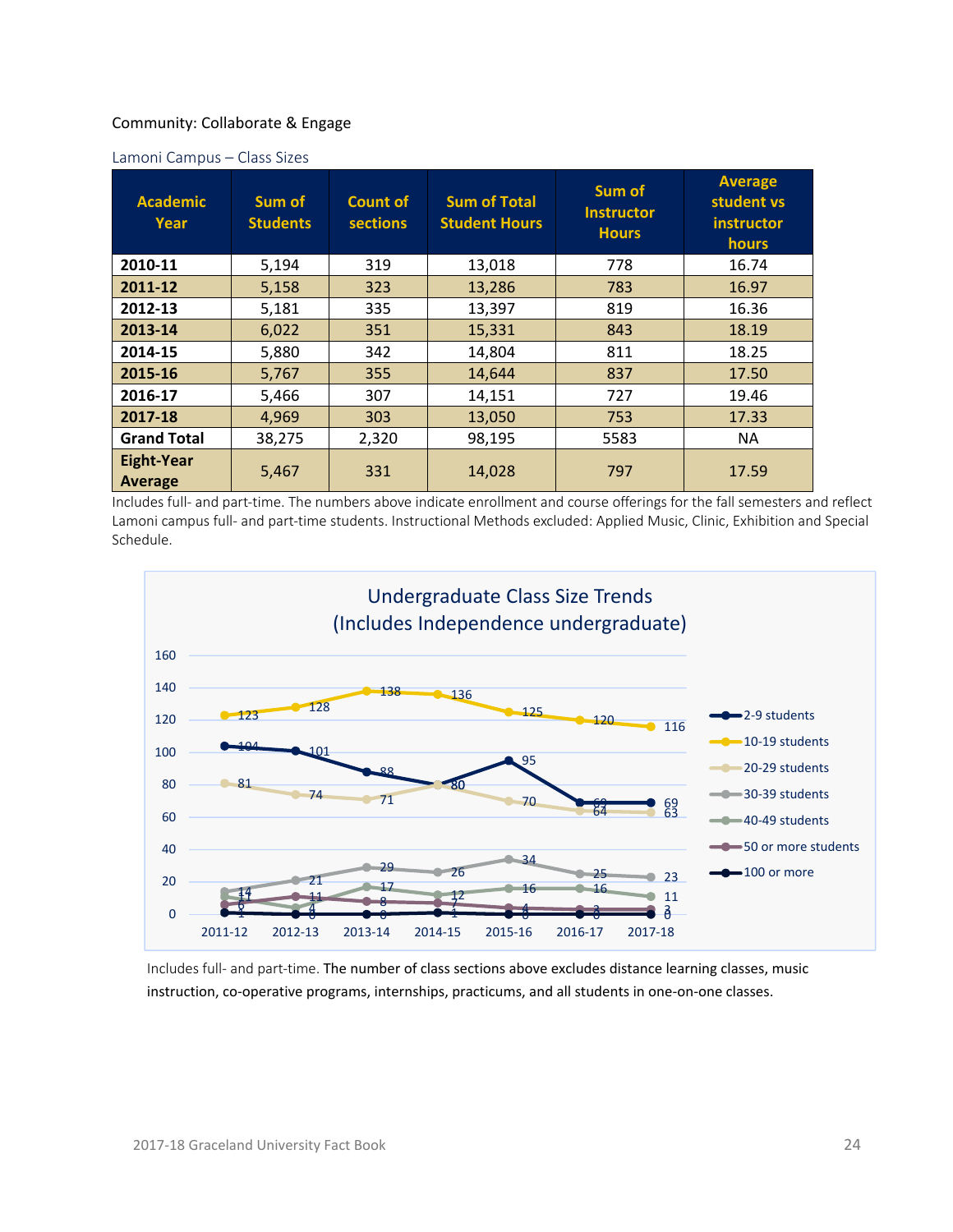Community: Collaborate & Engage

### Lamoni Campus – Class Sizes

| Academic Year | Sum of Students | Count of sections | Sum of Total Student Hours | Sum of Instructor Hours | Average student vs instructor hours |
|---|---|---|---|---|---|
| **2010-11** | 5,194 | 319 | 13,018 | 778 | 16.74 |
| **2011-12** | 5,158 | 323 | 13,286 | 783 | 16.97 |
| **2012-13** | 5,181 | 335 | 13,397 | 819 | 16.36 |
| **2013-14** | 6,022 | 351 | 15,331 | 843 | 18.19 |
| **2014-15** | 5,880 | 342 | 14,804 | 811 | 18.25 |
| **2015-16** | 5,767 | 355 | 14,644 | 837 | 17.50 |
| **2016-17** | 5,466 | 307 | 14,151 | 727 | 19.46 |
| **2017-18** | 4,969 | 303 | 13,050 | 753 | 17.33 |
| **Grand Total** | 38,275 | 2,320 | 98,195 | 5583 | NA |
| **Eight-Year Average** | 5,467 | 331 | 14,028 | 797 | 17.59 |

Includes full- and part-time. The numbers above indicate enrollment and course offerings for the fall semesters and reflect Lamoni campus full- and part-time students. Instructional Methods excluded: Applied Music, Clinic, Exhibition and Special Schedule.

**Undergraduate Class Size Trends (Includes Independence undergraduate)**

| | 2011-12 | 2012-13 | 2013-14 | 2014-15 | 2015-16 | 2016-17 | 2017-18 |
|---|---|---|---|---|---|---|---|
| 2-9 students | 104 | 101 | 88 | 80 | 95 | 69 | 69 |
| 10-19 students | 123 | 128 | 138 | 136 | 125 | 120 | 116 |
| 20-29 students | 81 | 74 | 71 | 80 | 70 | 64 | 63 |
| 30-39 students | 14 | 21 | 29 | 26 | 34 | 25 | 23 |
| 40-49 students | 11 | 4 | 17 | 12 | 16 | 16 | 11 |
| 50 or more students | 6 | 11 | 8 | 7 | 4 | 3 | 3 |
| 100 or more | 1 | 0 | 0 | 1 | 0 | 0 | 0 |

Includes full- and part-time. The number of class sections above excludes distance learning classes, music instruction, co-operative programs, internships, practicums, and all students in one-on-one classes.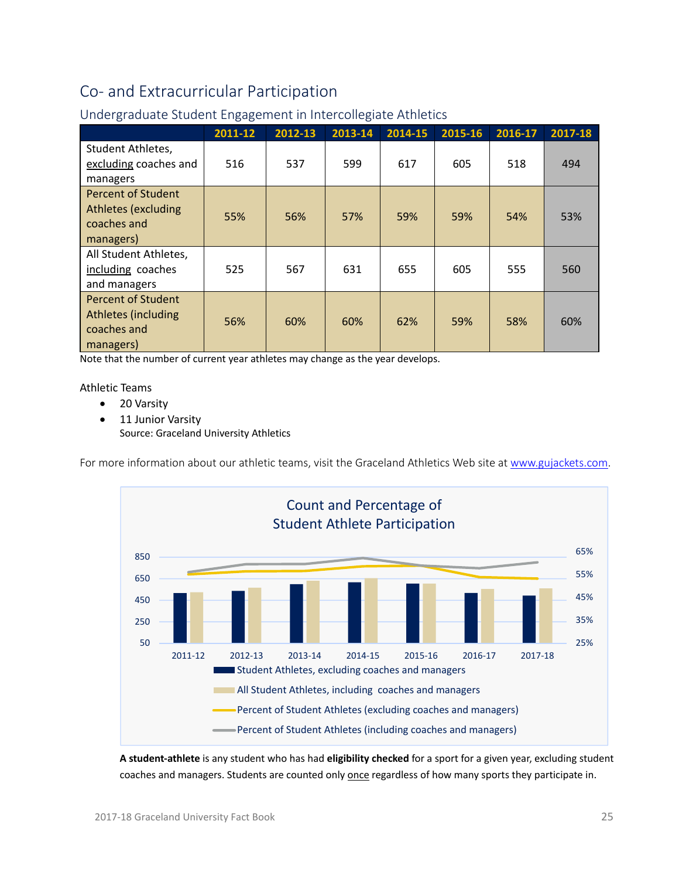# Co- and Extracurricular Participation

## Undergraduate Student Engagement in Intercollegiate Athletics

| | 2011-12 | 2012-13 | 2013-14 | 2014-15 | 2015-16 | 2016-17 | 2017-18 |
|---|---|---|---|---|---|---|---|
| Student Athletes, excluding coaches and managers | 516 | 537 | 599 | 617 | 605 | 518 | 494 |
| Percent of Student Athletes (excluding coaches and managers) | 55% | 56% | 57% | 59% | 59% | 54% | 53% |
| All Student Athletes, including coaches and managers | 525 | 567 | 631 | 655 | 605 | 555 | 560 |
| Percent of Student Athletes (including coaches and managers) | 56% | 60% | 60% | 62% | 59% | 58% | 60% |

Note that the number of current year athletes may change as the year develops.

Athletic Teams

- 20 Varsity
- 11 Junior Varsity

  Source: Graceland University Athletics

For more information about our athletic teams, visit the Graceland Athletics Web site at www.gujackets.com.

**Count and Percentage of Student Athlete Participation**

**A student-athlete** is any student who has had **eligibility checked** for a sport for a given year, excluding student coaches and managers. Students are counted only once regardless of how many sports they participate in.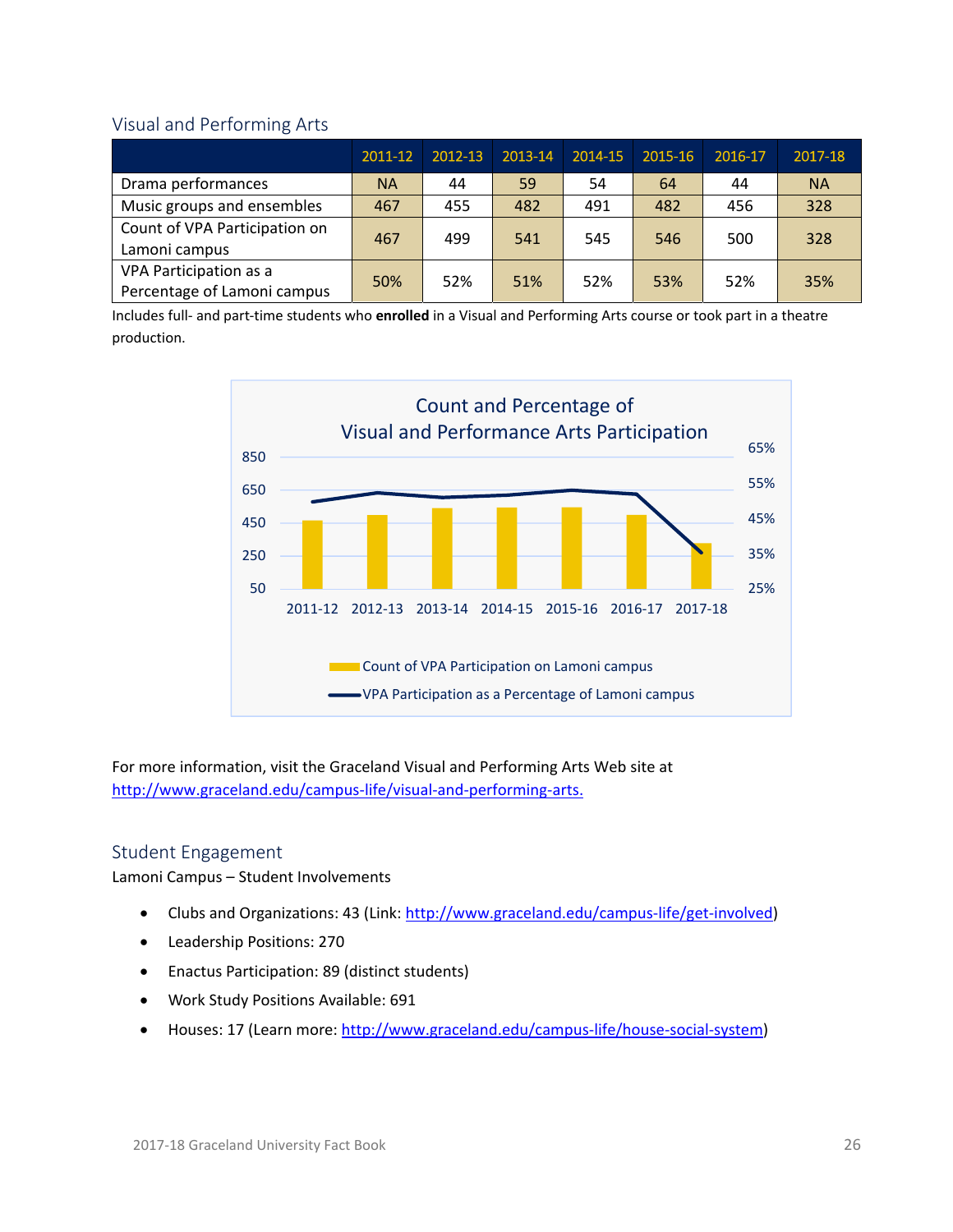## Visual and Performing Arts

| | 2011-12 | 2012-13 | 2013-14 | 2014-15 | 2015-16 | 2016-17 | 2017-18 |
|---|---|---|---|---|---|---|---|
| Drama performances | NA | 44 | 59 | 54 | 64 | 44 | NA |
| Music groups and ensembles | 467 | 455 | 482 | 491 | 482 | 456 | 328 |
| Count of VPA Participation on Lamoni campus | 467 | 499 | 541 | 545 | 546 | 500 | 328 |
| VPA Participation as a Percentage of Lamoni campus | 50% | 52% | 51% | 52% | 53% | 52% | 35% |

Includes full- and part-time students who **enrolled** in a Visual and Performing Arts course or took part in a theatre production.

Count and Percentage of Visual and Performance Arts Participation

For more information, visit the Graceland Visual and Performing Arts Web site at http://www.graceland.edu/campus-life/visual-and-performing-arts.

## Student Engagement

Lamoni Campus – Student Involvements

- Clubs and Organizations: 43 (Link: http://www.graceland.edu/campus-life/get-involved)
- Leadership Positions: 270
- Enactus Participation: 89 (distinct students)
- Work Study Positions Available: 691
- Houses: 17 (Learn more: http://www.graceland.edu/campus-life/house-social-system)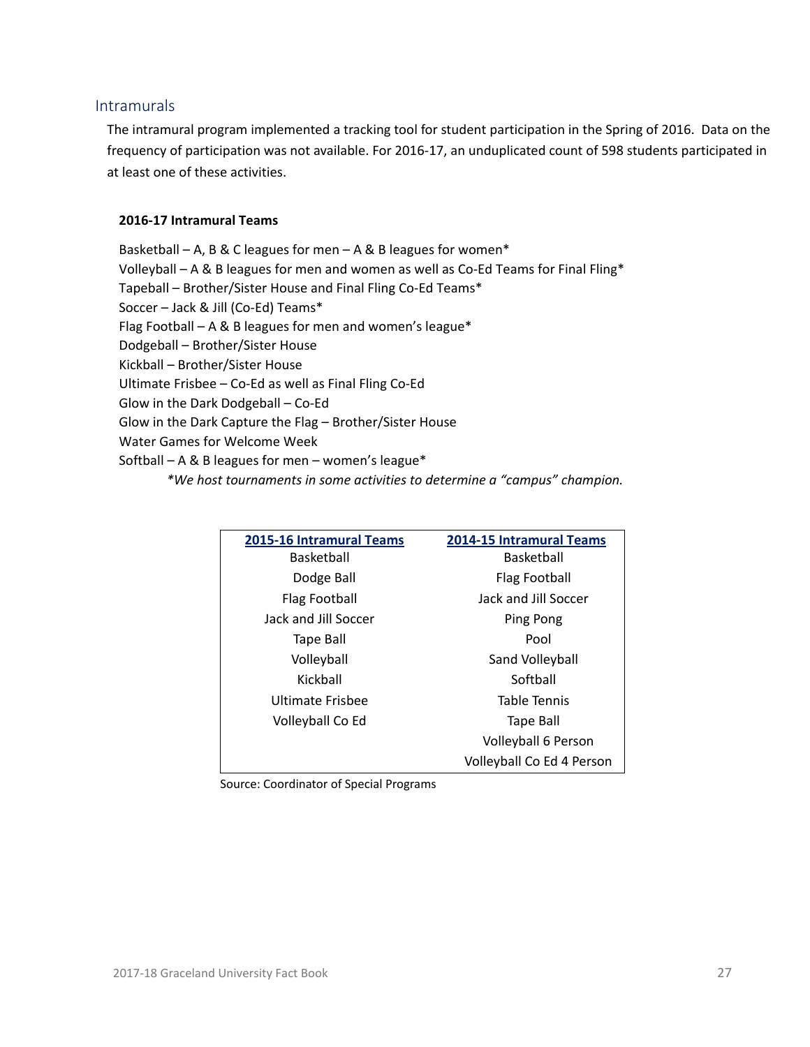## Intramurals

The intramural program implemented a tracking tool for student participation in the Spring of 2016. Data on the frequency of participation was not available. For 2016-17, an unduplicated count of 598 students participated in at least one of these activities.

**2016-17 Intramural Teams**

Basketball – A, B & C leagues for men – A & B leagues for women*
Volleyball – A & B leagues for men and women as well as Co-Ed Teams for Final Fling*
Tapeball – Brother/Sister House and Final Fling Co-Ed Teams*
Soccer – Jack & Jill (Co-Ed) Teams*
Flag Football – A & B leagues for men and women's league*
Dodgeball – Brother/Sister House
Kickball – Brother/Sister House
Ultimate Frisbee – Co-Ed as well as Final Fling Co-Ed
Glow in the Dark Dodgeball – Co-Ed
Glow in the Dark Capture the Flag – Brother/Sister House
Water Games for Welcome Week
Softball – A & B leagues for men – women's league*

*\*We host tournaments in some activities to determine a "campus" champion.*

| 2015-16 Intramural Teams | 2014-15 Intramural Teams |
|---|---|
| Basketball | Basketball |
| Dodge Ball | Flag Football |
| Flag Football | Jack and Jill Soccer |
| Jack and Jill Soccer | Ping Pong |
| Tape Ball | Pool |
| Volleyball | Sand Volleyball |
| Kickball | Softball |
| Ultimate Frisbee | Table Tennis |
| Volleyball Co Ed | Tape Ball |
| | Volleyball 6 Person |
| | Volleyball Co Ed 4 Person |

Source: Coordinator of Special Programs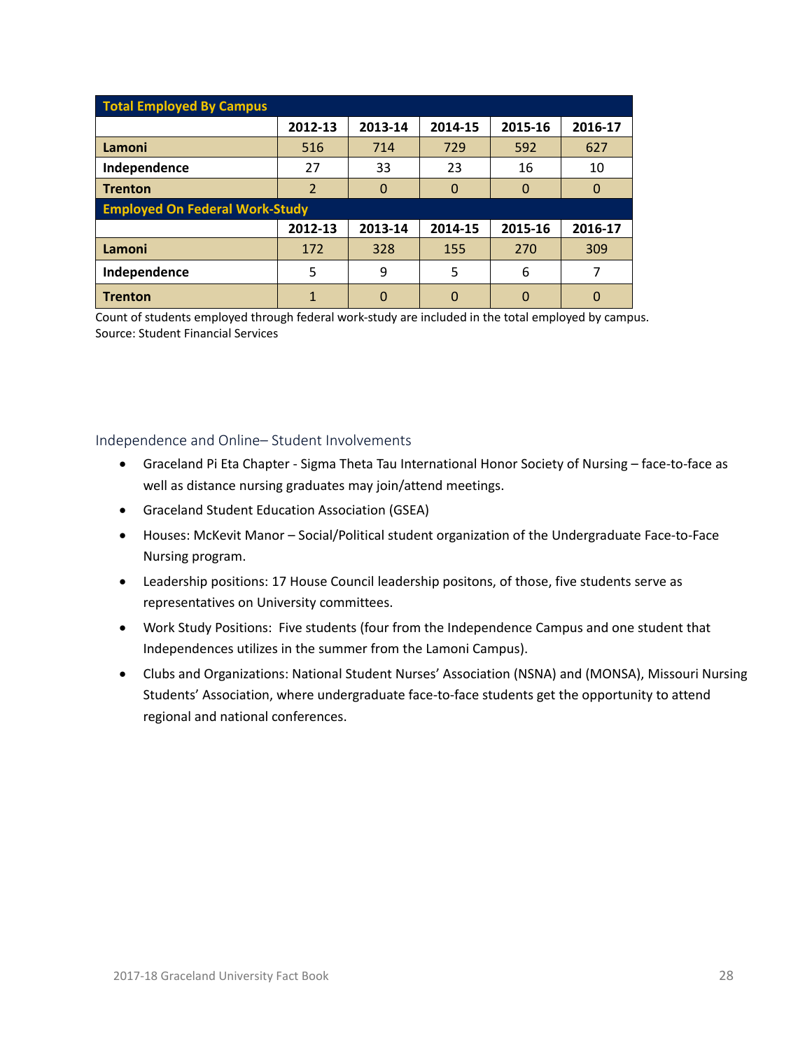| Total Employed By Campus | | | | | |
|---|---|---|---|---|---|
| | 2012-13 | 2013-14 | 2014-15 | 2015-16 | 2016-17 |
| **Lamoni** | 516 | 714 | 729 | 592 | 627 |
| **Independence** | 27 | 33 | 23 | 16 | 10 |
| **Trenton** | 2 | 0 | 0 | 0 | 0 |
| **Employed On Federal Work-Study** | | | | | |
| | 2012-13 | 2013-14 | 2014-15 | 2015-16 | 2016-17 |
| **Lamoni** | 172 | 328 | 155 | 270 | 309 |
| **Independence** | 5 | 9 | 5 | 6 | 7 |
| **Trenton** | 1 | 0 | 0 | 0 | 0 |

Count of students employed through federal work-study are included in the total employed by campus.
Source: Student Financial Services

## Independence and Online– Student Involvements

- Graceland Pi Eta Chapter - Sigma Theta Tau International Honor Society of Nursing – face-to-face as well as distance nursing graduates may join/attend meetings.
- Graceland Student Education Association (GSEA)
- Houses: McKevit Manor – Social/Political student organization of the Undergraduate Face-to-Face Nursing program.
- Leadership positions: 17 House Council leadership positons, of those, five students serve as representatives on University committees.
- Work Study Positions: Five students (four from the Independence Campus and one student that Independences utilizes in the summer from the Lamoni Campus).
- Clubs and Organizations: National Student Nurses' Association (NSNA) and (MONSA), Missouri Nursing Students' Association, where undergraduate face-to-face students get the opportunity to attend regional and national conferences.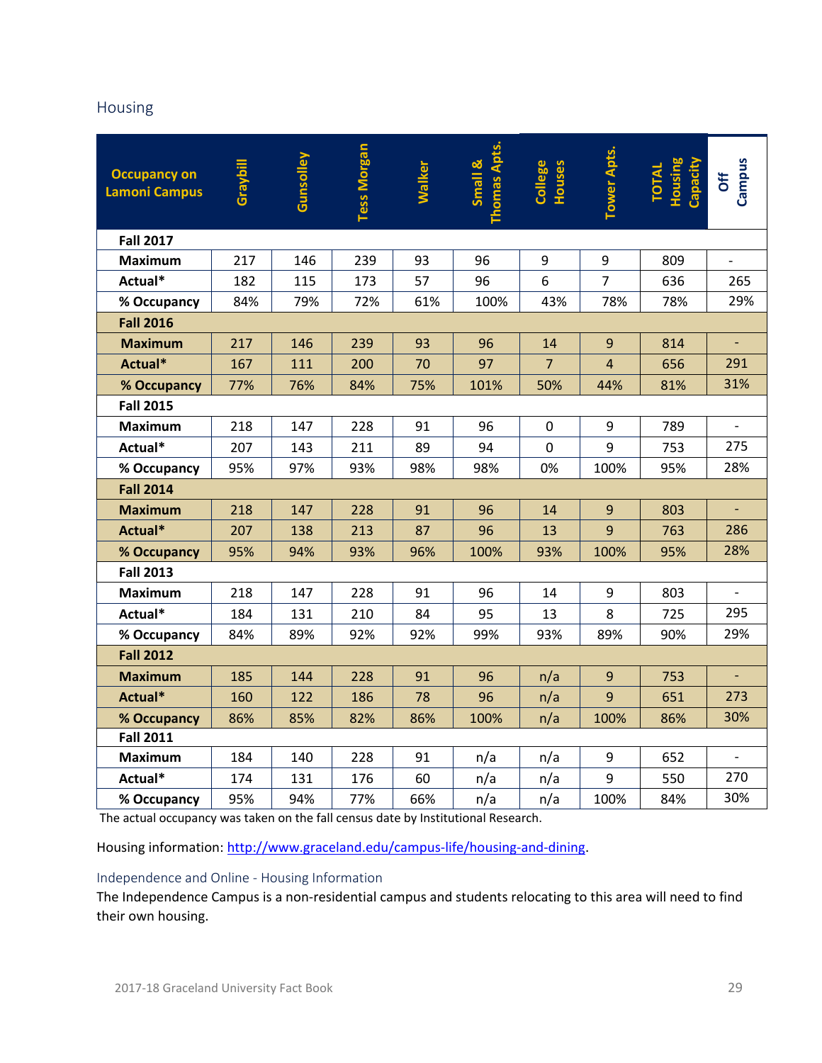## Housing

| Occupancy on Lamoni Campus | Graybill | Gunsolley | Tess Morgan | Walker | Small & Thomas Apts. | College Houses | Tower Apts. | TOTAL Housing Capacity | Off Campus |
|---|---|---|---|---|---|---|---|---|---|
| **Fall 2017** | | | | | | | | | |
| **Maximum** | 217 | 146 | 239 | 93 | 96 | 9 | 9 | 809 | - |
| **Actual*** | 182 | 115 | 173 | 57 | 96 | 6 | 7 | 636 | 265 |
| **% Occupancy** | 84% | 79% | 72% | 61% | 100% | 43% | 78% | 78% | 29% |
| **Fall 2016** | | | | | | | | | |
| **Maximum** | 217 | 146 | 239 | 93 | 96 | 14 | 9 | 814 | - |
| **Actual*** | 167 | 111 | 200 | 70 | 97 | 7 | 4 | 656 | 291 |
| **% Occupancy** | 77% | 76% | 84% | 75% | 101% | 50% | 44% | 81% | 31% |
| **Fall 2015** | | | | | | | | | |
| **Maximum** | 218 | 147 | 228 | 91 | 96 | 0 | 9 | 789 | - |
| **Actual*** | 207 | 143 | 211 | 89 | 94 | 0 | 9 | 753 | 275 |
| **% Occupancy** | 95% | 97% | 93% | 98% | 98% | 0% | 100% | 95% | 28% |
| **Fall 2014** | | | | | | | | | |
| **Maximum** | 218 | 147 | 228 | 91 | 96 | 14 | 9 | 803 | - |
| **Actual*** | 207 | 138 | 213 | 87 | 96 | 13 | 9 | 763 | 286 |
| **% Occupancy** | 95% | 94% | 93% | 96% | 100% | 93% | 100% | 95% | 28% |
| **Fall 2013** | | | | | | | | | |
| **Maximum** | 218 | 147 | 228 | 91 | 96 | 14 | 9 | 803 | - |
| **Actual*** | 184 | 131 | 210 | 84 | 95 | 13 | 8 | 725 | 295 |
| **% Occupancy** | 84% | 89% | 92% | 92% | 99% | 93% | 89% | 90% | 29% |
| **Fall 2012** | | | | | | | | | |
| **Maximum** | 185 | 144 | 228 | 91 | 96 | n/a | 9 | 753 | - |
| **Actual*** | 160 | 122 | 186 | 78 | 96 | n/a | 9 | 651 | 273 |
| **% Occupancy** | 86% | 85% | 82% | 86% | 100% | n/a | 100% | 86% | 30% |
| **Fall 2011** | | | | | | | | | |
| **Maximum** | 184 | 140 | 228 | 91 | n/a | n/a | 9 | 652 | - |
| **Actual*** | 174 | 131 | 176 | 60 | n/a | n/a | 9 | 550 | 270 |
| **% Occupancy** | 95% | 94% | 77% | 66% | n/a | n/a | 100% | 84% | 30% |

The actual occupancy was taken on the fall census date by Institutional Research.

Housing information: http://www.graceland.edu/campus-life/housing-and-dining.

### Independence and Online - Housing Information

The Independence Campus is a non-residential campus and students relocating to this area will need to find their own housing.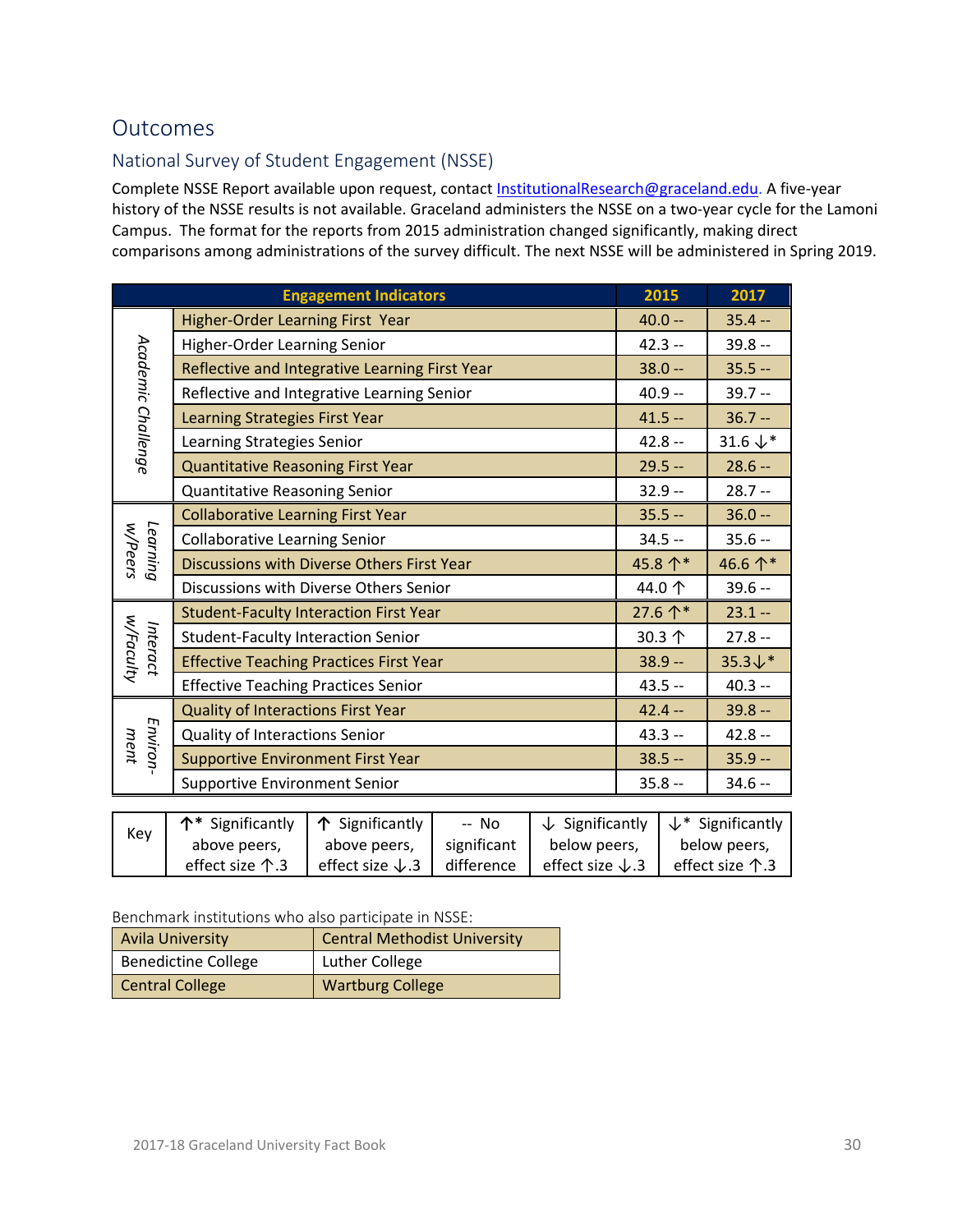# Outcomes

## National Survey of Student Engagement (NSSE)

Complete NSSE Report available upon request, contact InstitutionalResearch@graceland.edu. A five-year history of the NSSE results is not available. Graceland administers the NSSE on a two-year cycle for the Lamoni Campus. The format for the reports from 2015 administration changed significantly, making direct comparisons among administrations of the survey difficult. The next NSSE will be administered in Spring 2019.

| | Engagement Indicators | 2015 | 2017 |
|---|---|---|---|
| Academic Challenge | Higher-Order Learning First Year | 40.0 -- | 35.4 -- |
| | Higher-Order Learning Senior | 42.3 -- | 39.8 -- |
| | Reflective and Integrative Learning First Year | 38.0 -- | 35.5 -- |
| | Reflective and Integrative Learning Senior | 40.9 -- | 39.7 -- |
| | Learning Strategies First Year | 41.5 -- | 36.7 -- |
| | Learning Strategies Senior | 42.8 -- | 31.6 ↓* |
| | Quantitative Reasoning First Year | 29.5 -- | 28.6 -- |
| | Quantitative Reasoning Senior | 32.9 -- | 28.7 -- |
| Learning w/Peers | Collaborative Learning First Year | 35.5 -- | 36.0 -- |
| | Collaborative Learning Senior | 34.5 -- | 35.6 -- |
| | Discussions with Diverse Others First Year | 45.8 ↑* | 46.6 ↑* |
| | Discussions with Diverse Others Senior | 44.0 ↑ | 39.6 -- |
| Interact w/Faculty | Student-Faculty Interaction First Year | 27.6 ↑* | 23.1 -- |
| | Student-Faculty Interaction Senior | 30.3 ↑ | 27.8 -- |
| | Effective Teaching Practices First Year | 38.9 -- | 35.3↓* |
| | Effective Teaching Practices Senior | 43.5 -- | 40.3 -- |
| Environ-ment | Quality of Interactions First Year | 42.4 -- | 39.8 -- |
| | Quality of Interactions Senior | 43.3 -- | 42.8 -- |
| | Supportive Environment First Year | 38.5 -- | 35.9 -- |
| | Supportive Environment Senior | 35.8 -- | 34.6 -- |

| Key | ↑* Significantly above peers, effect size ↑.3 | ↑ Significantly above peers, effect size ↓.3 | -- No significant difference | ↓ Significantly below peers, effect size ↓.3 | ↓* Significantly below peers, effect size ↑.3 |
|---|---|---|---|---|---|

Benchmark institutions who also participate in NSSE:

| | |
|---|---|
| Avila University | Central Methodist University |
| Benedictine College | Luther College |
| Central College | Wartburg College |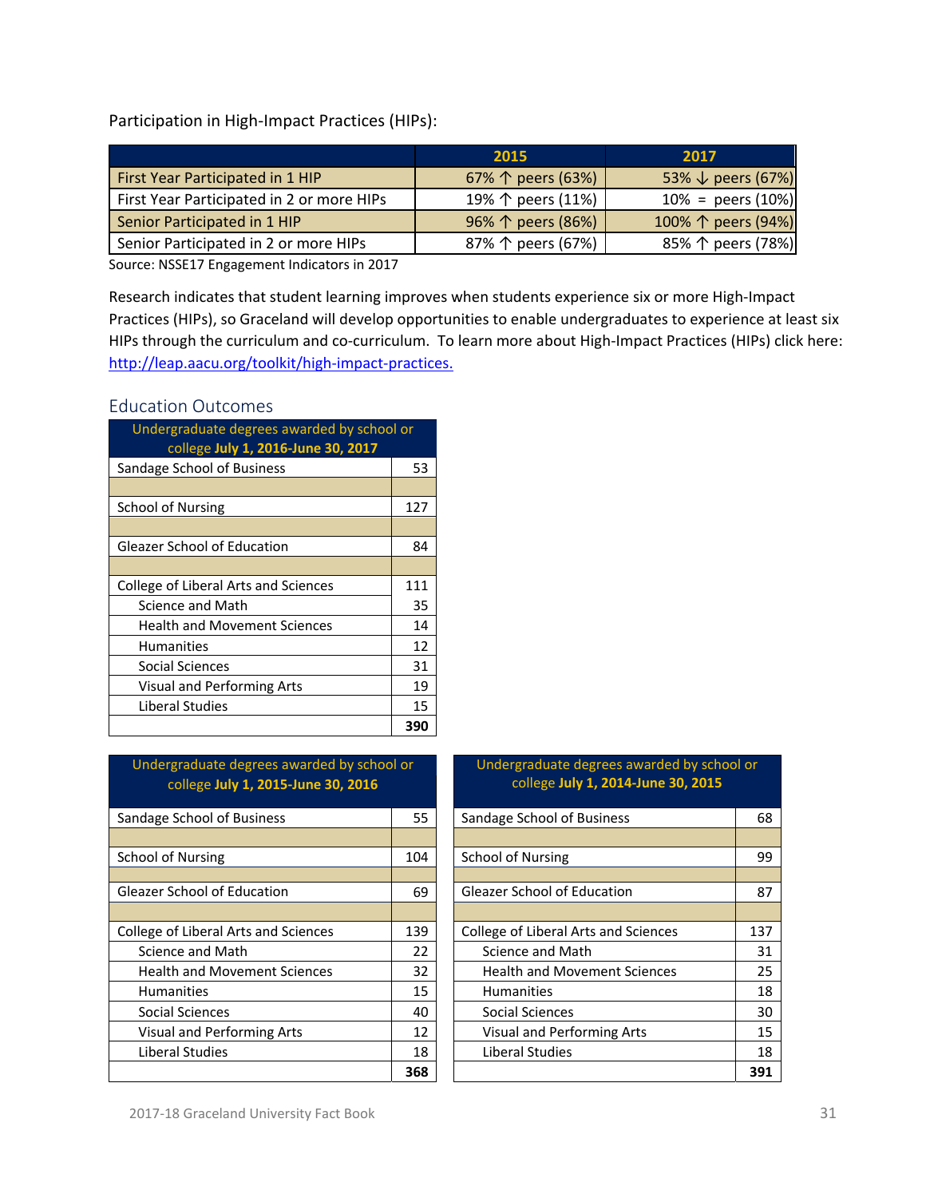Participation in High-Impact Practices (HIPs):

| | 2015 | 2017 |
|---|---|---|
| First Year Participated in 1 HIP | 67% ↑ peers (63%) | 53% ↓ peers (67%) |
| First Year Participated in 2 or more HIPs | 19% ↑ peers (11%) | 10% = peers (10%) |
| Senior Participated in 1 HIP | 96% ↑ peers (86%) | 100% ↑ peers (94%) |
| Senior Participated in 2 or more HIPs | 87% ↑ peers (67%) | 85% ↑ peers (78%) |

Source: NSSE17 Engagement Indicators in 2017

Research indicates that student learning improves when students experience six or more High-Impact Practices (HIPs), so Graceland will develop opportunities to enable undergraduates to experience at least six HIPs through the curriculum and co-curriculum. To learn more about High-Impact Practices (HIPs) click here: [http://leap.aacu.org/toolkit/high-impact-practices.](http://leap.aacu.org/toolkit/high-impact-practices)

## Education Outcomes

| Undergraduate degrees awarded by school or college **July 1, 2016-June 30, 2017** | |
|---|---|
| Sandage School of Business | 53 |
| | |
| School of Nursing | 127 |
| | |
| Gleazer School of Education | 84 |
| | |
| College of Liberal Arts and Sciences | 111 |
| Science and Math | 35 |
| Health and Movement Sciences | 14 |
| Humanities | 12 |
| Social Sciences | 31 |
| Visual and Performing Arts | 19 |
| Liberal Studies | 15 |
| | **390** |

| Undergraduate degrees awarded by school or college **July 1, 2015-June 30, 2016** | |
|---|---|
| Sandage School of Business | 55 |
| | |
| School of Nursing | 104 |
| | |
| Gleazer School of Education | 69 |
| | |
| College of Liberal Arts and Sciences | 139 |
| Science and Math | 22 |
| Health and Movement Sciences | 32 |
| Humanities | 15 |
| Social Sciences | 40 |
| Visual and Performing Arts | 12 |
| Liberal Studies | 18 |
| | **368** |

| Undergraduate degrees awarded by school or college **July 1, 2014-June 30, 2015** | |
|---|---|
| Sandage School of Business | 68 |
| | |
| School of Nursing | 99 |
| | |
| Gleazer School of Education | 87 |
| | |
| College of Liberal Arts and Sciences | 137 |
| Science and Math | 31 |
| Health and Movement Sciences | 25 |
| Humanities | 18 |
| Social Sciences | 30 |
| Visual and Performing Arts | 15 |
| Liberal Studies | 18 |
| | **391** |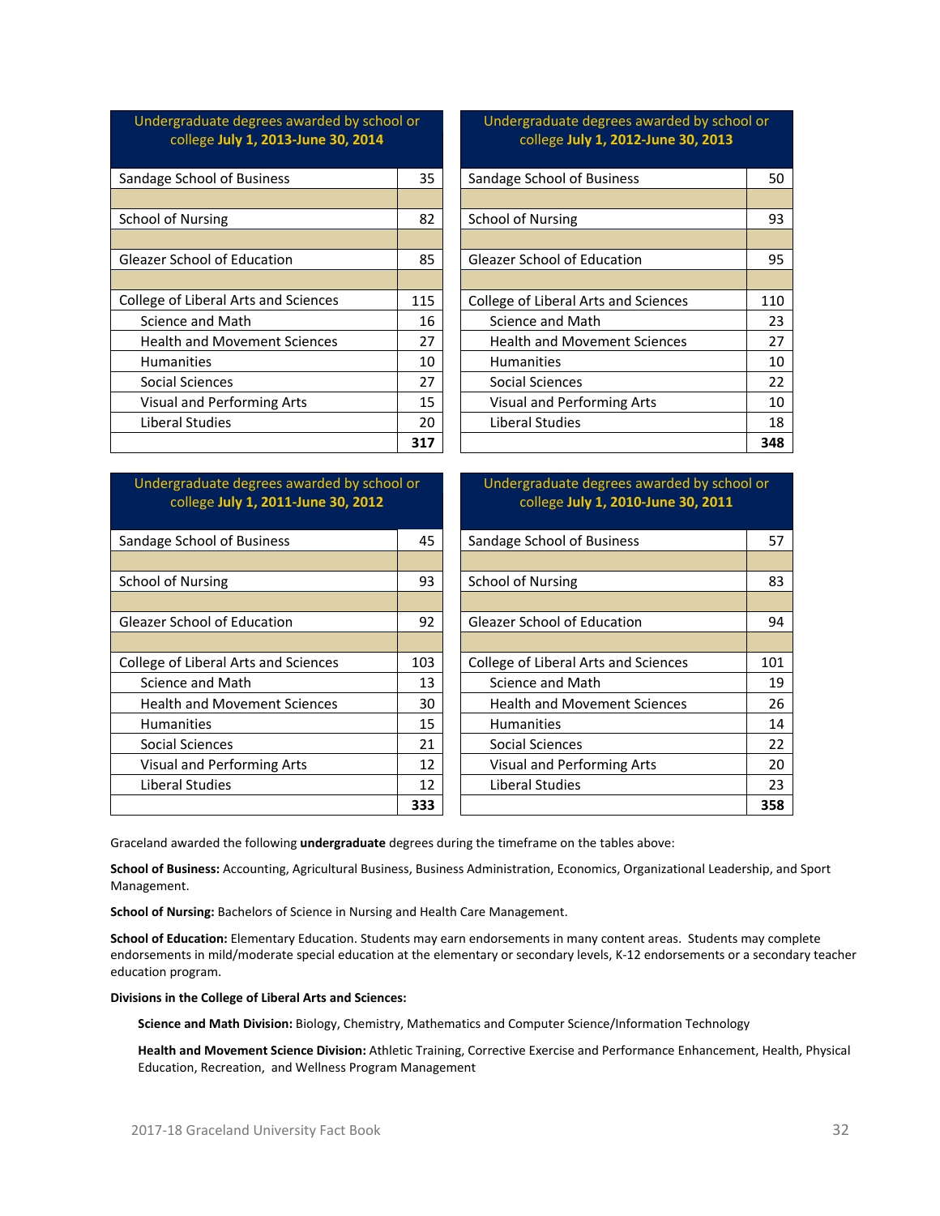| Undergraduate degrees awarded by school or college **July 1, 2013-June 30, 2014** | |
|---|---|
| Sandage School of Business | 35 |
| | |
| School of Nursing | 82 |
| | |
| Gleazer School of Education | 85 |
| | |
| College of Liberal Arts and Sciences | 115 |
| Science and Math | 16 |
| Health and Movement Sciences | 27 |
| Humanities | 10 |
| Social Sciences | 27 |
| Visual and Performing Arts | 15 |
| Liberal Studies | 20 |
| | **317** |

| Undergraduate degrees awarded by school or college **July 1, 2012-June 30, 2013** | |
|---|---|
| Sandage School of Business | 50 |
| | |
| School of Nursing | 93 |
| | |
| Gleazer School of Education | 95 |
| | |
| College of Liberal Arts and Sciences | 110 |
| Science and Math | 23 |
| Health and Movement Sciences | 27 |
| Humanities | 10 |
| Social Sciences | 22 |
| Visual and Performing Arts | 10 |
| Liberal Studies | 18 |
| | **348** |

| Undergraduate degrees awarded by school or college **July 1, 2011-June 30, 2012** | |
|---|---|
| Sandage School of Business | 45 |
| | |
| School of Nursing | 93 |
| | |
| Gleazer School of Education | 92 |
| | |
| College of Liberal Arts and Sciences | 103 |
| Science and Math | 13 |
| Health and Movement Sciences | 30 |
| Humanities | 15 |
| Social Sciences | 21 |
| Visual and Performing Arts | 12 |
| Liberal Studies | 12 |
| | **333** |

| Undergraduate degrees awarded by school or college **July 1, 2010-June 30, 2011** | |
|---|---|
| Sandage School of Business | 57 |
| | |
| School of Nursing | 83 |
| | |
| Gleazer School of Education | 94 |
| | |
| College of Liberal Arts and Sciences | 101 |
| Science and Math | 19 |
| Health and Movement Sciences | 26 |
| Humanities | 14 |
| Social Sciences | 22 |
| Visual and Performing Arts | 20 |
| Liberal Studies | 23 |
| | **358** |

Graceland awarded the following **undergraduate** degrees during the timeframe on the tables above:

**School of Business:** Accounting, Agricultural Business, Business Administration, Economics, Organizational Leadership, and Sport Management.

**School of Nursing:** Bachelors of Science in Nursing and Health Care Management.

**School of Education:** Elementary Education. Students may earn endorsements in many content areas. Students may complete endorsements in mild/moderate special education at the elementary or secondary levels, K-12 endorsements or a secondary teacher education program.

**Divisions in the College of Liberal Arts and Sciences:**

**Science and Math Division:** Biology, Chemistry, Mathematics and Computer Science/Information Technology

**Health and Movement Science Division:** Athletic Training, Corrective Exercise and Performance Enhancement, Health, Physical Education, Recreation, and Wellness Program Management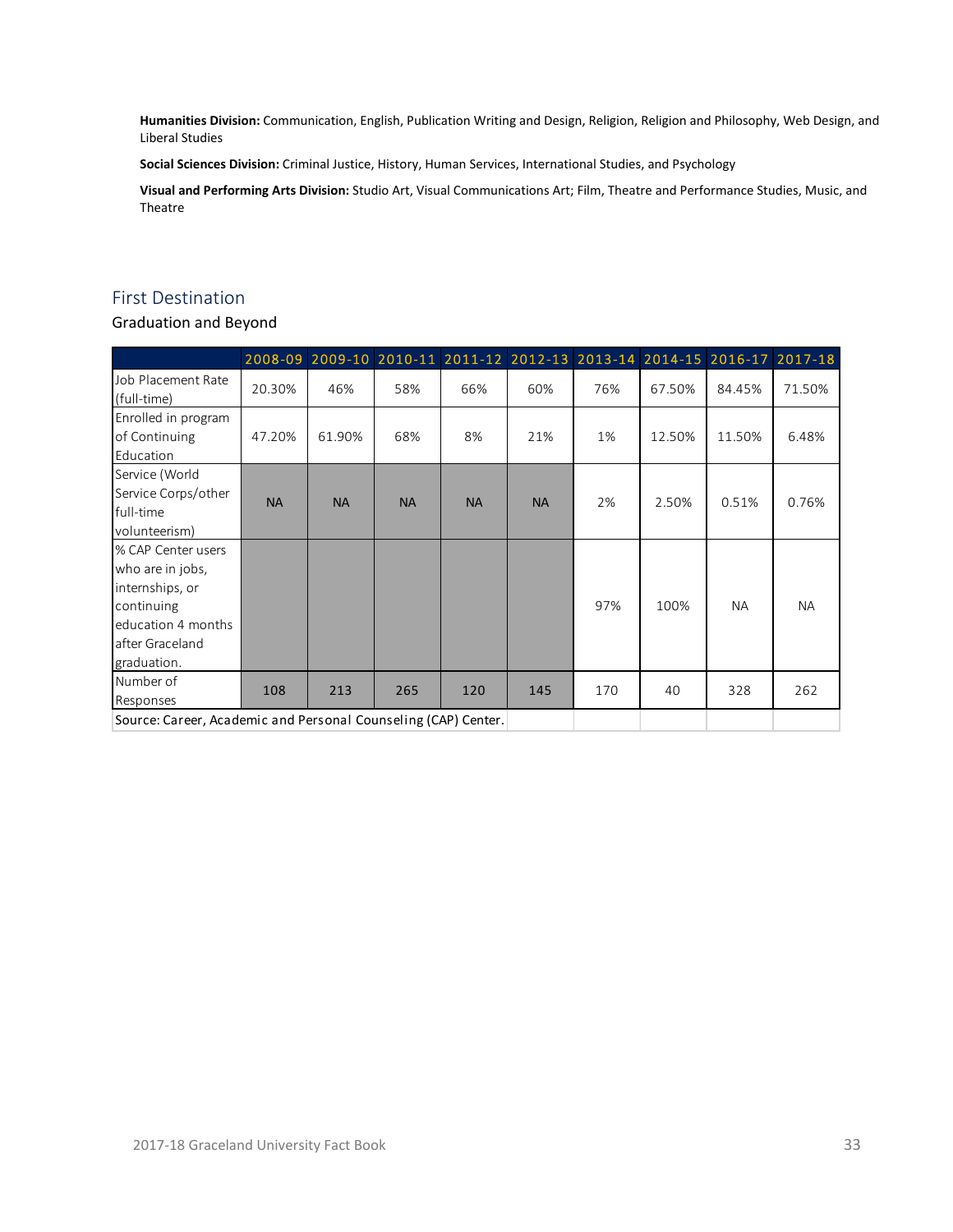**Humanities Division:** Communication, English, Publication Writing and Design, Religion, Religion and Philosophy, Web Design, and Liberal Studies

**Social Sciences Division:** Criminal Justice, History, Human Services, International Studies, and Psychology

**Visual and Performing Arts Division:** Studio Art, Visual Communications Art; Film, Theatre and Performance Studies, Music, and Theatre

## First Destination

### Graduation and Beyond

| | 2008-09 | 2009-10 | 2010-11 | 2011-12 | 2012-13 | 2013-14 | 2014-15 | 2016-17 | 2017-18 |
|---|---|---|---|---|---|---|---|---|---|
| Job Placement Rate (full-time) | 20.30% | 46% | 58% | 66% | 60% | 76% | 67.50% | 84.45% | 71.50% |
| Enrolled in program of Continuing Education | 47.20% | 61.90% | 68% | 8% | 21% | 1% | 12.50% | 11.50% | 6.48% |
| Service (World Service Corps/other full-time volunteerism) | NA | NA | NA | NA | NA | 2% | 2.50% | 0.51% | 0.76% |
| % CAP Center users who are in jobs, internships, or continuing education 4 months after Graceland graduation. | | | | | | 97% | 100% | NA | NA |
| Number of Responses | 108 | 213 | 265 | 120 | 145 | 170 | 40 | 328 | 262 |

Source: Career, Academic and Personal Counseling (CAP) Center.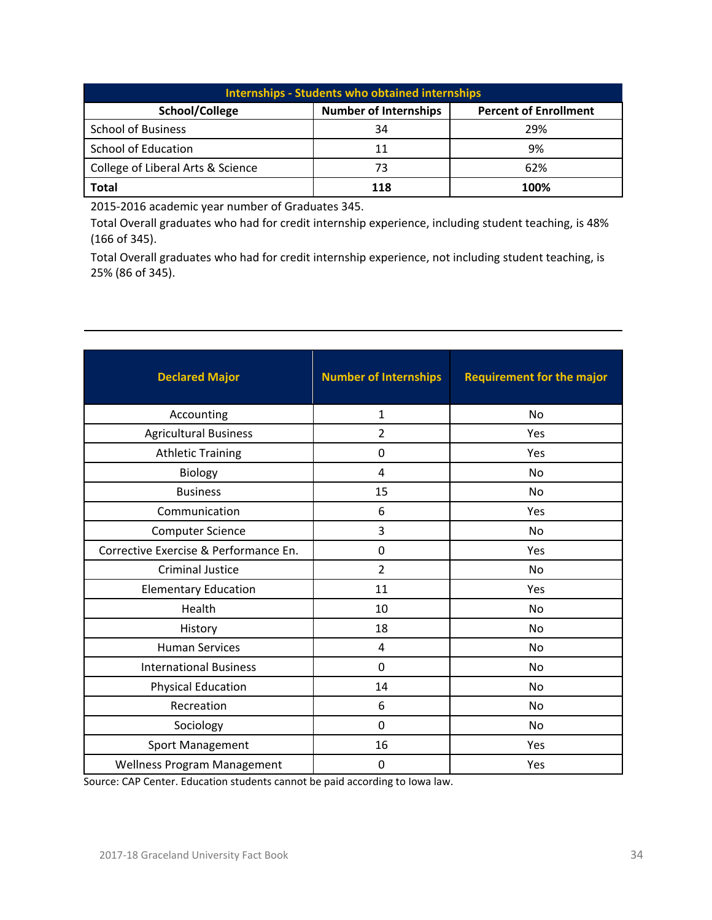| Internships - Students who obtained internships | | |
|---|---|---|
| **School/College** | **Number of Internships** | **Percent of Enrollment** |
| School of Business | 34 | 29% |
| School of Education | 11 | 9% |
| College of Liberal Arts & Science | 73 | 62% |
| **Total** | **118** | **100%** |

2015-2016 academic year number of Graduates 345.

Total Overall graduates who had for credit internship experience, including student teaching, is 48% (166 of 345).

Total Overall graduates who had for credit internship experience, not including student teaching, is 25% (86 of 345).

---

| Declared Major | Number of Internships | Requirement for the major |
|---|---|---|
| Accounting | 1 | No |
| Agricultural Business | 2 | Yes |
| Athletic Training | 0 | Yes |
| Biology | 4 | No |
| Business | 15 | No |
| Communication | 6 | Yes |
| Computer Science | 3 | No |
| Corrective Exercise & Performance En. | 0 | Yes |
| Criminal Justice | 2 | No |
| Elementary Education | 11 | Yes |
| Health | 10 | No |
| History | 18 | No |
| Human Services | 4 | No |
| International Business | 0 | No |
| Physical Education | 14 | No |
| Recreation | 6 | No |
| Sociology | 0 | No |
| Sport Management | 16 | Yes |
| Wellness Program Management | 0 | Yes |

Source: CAP Center. Education students cannot be paid according to Iowa law.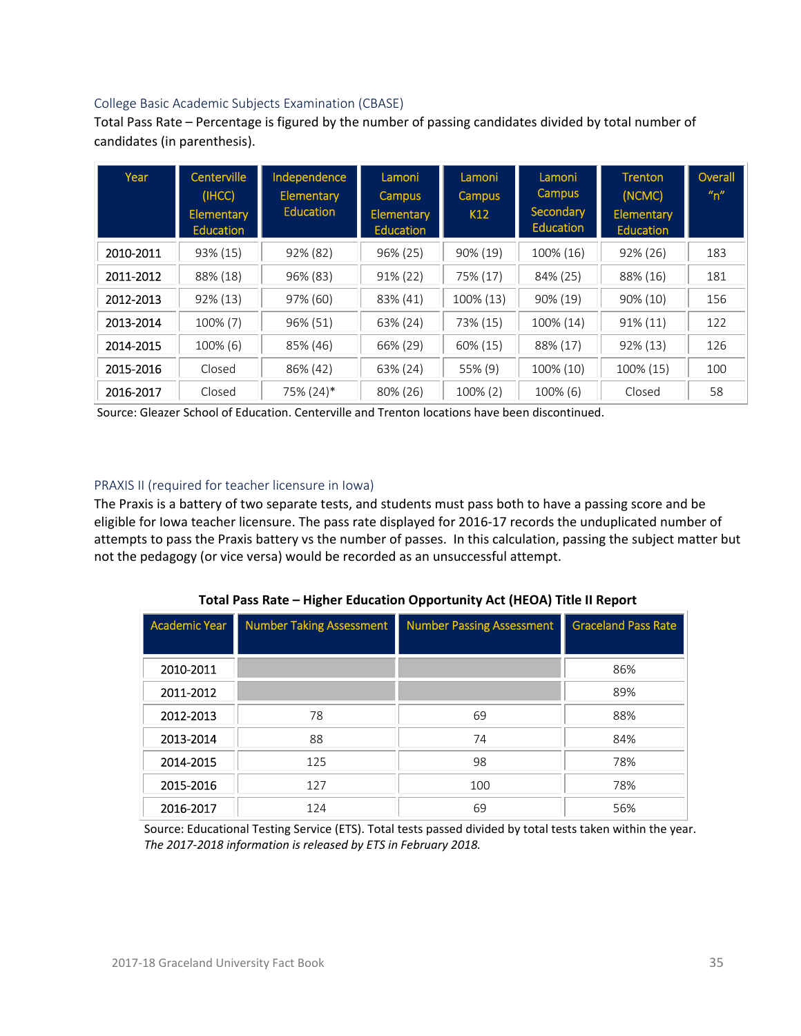## College Basic Academic Subjects Examination (CBASE)

Total Pass Rate – Percentage is figured by the number of passing candidates divided by total number of candidates (in parenthesis).

| Year | Centerville (IHCC) Elementary Education | Independence Elementary Education | Lamoni Campus Elementary Education | Lamoni Campus K12 | Lamoni Campus Secondary Education | Trenton (NCMC) Elementary Education | Overall "n" |
|---|---|---|---|---|---|---|---|
| 2010-2011 | 93% (15) | 92% (82) | 96% (25) | 90% (19) | 100% (16) | 92% (26) | 183 |
| 2011-2012 | 88% (18) | 96% (83) | 91% (22) | 75% (17) | 84% (25) | 88% (16) | 181 |
| 2012-2013 | 92% (13) | 97% (60) | 83% (41) | 100% (13) | 90% (19) | 90% (10) | 156 |
| 2013-2014 | 100% (7) | 96% (51) | 63% (24) | 73% (15) | 100% (14) | 91% (11) | 122 |
| 2014-2015 | 100% (6) | 85% (46) | 66% (29) | 60% (15) | 88% (17) | 92% (13) | 126 |
| 2015-2016 | Closed | 86% (42) | 63% (24) | 55% (9) | 100% (10) | 100% (15) | 100 |
| 2016-2017 | Closed | 75% (24)* | 80% (26) | 100% (2) | 100% (6) | Closed | 58 |

Source: Gleazer School of Education. Centerville and Trenton locations have been discontinued.

## PRAXIS II (required for teacher licensure in Iowa)

The Praxis is a battery of two separate tests, and students must pass both to have a passing score and be eligible for Iowa teacher licensure. The pass rate displayed for 2016-17 records the unduplicated number of attempts to pass the Praxis battery vs the number of passes. In this calculation, passing the subject matter but not the pedagogy (or vice versa) would be recorded as an unsuccessful attempt.

**Total Pass Rate – Higher Education Opportunity Act (HEOA) Title II Report**

| Academic Year | Number Taking Assessment | Number Passing Assessment | Graceland Pass Rate |
|---|---|---|---|
| 2010-2011 | | | 86% |
| 2011-2012 | | | 89% |
| 2012-2013 | 78 | 69 | 88% |
| 2013-2014 | 88 | 74 | 84% |
| 2014-2015 | 125 | 98 | 78% |
| 2015-2016 | 127 | 100 | 78% |
| 2016-2017 | 124 | 69 | 56% |

Source: Educational Testing Service (ETS). Total tests passed divided by total tests taken within the year.
*The 2017-2018 information is released by ETS in February 2018.*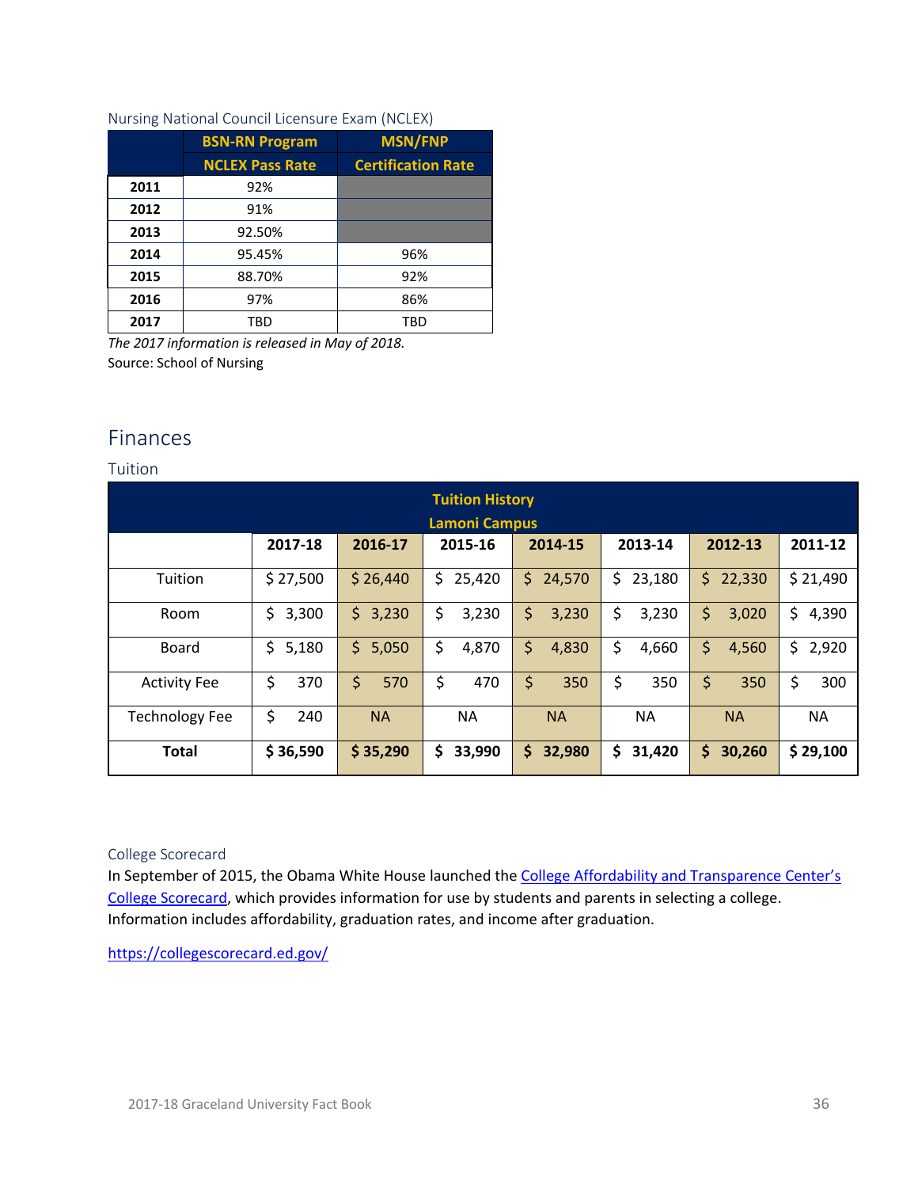Nursing National Council Licensure Exam (NCLEX)

| | BSN-RN Program NCLEX Pass Rate | MSN/FNP Certification Rate |
|---|---|---|
| **2011** | 92% | |
| **2012** | 91% | |
| **2013** | 92.50% | |
| **2014** | 95.45% | 96% |
| **2015** | 88.70% | 92% |
| **2016** | 97% | 86% |
| **2017** | TBD | TBD |

*The 2017 information is released in May of 2018.*
Source: School of Nursing

## Finances

### Tuition

**Tuition History**
**Lamoni Campus**

| | 2017-18 | 2016-17 | 2015-16 | 2014-15 | 2013-14 | 2012-13 | 2011-12 |
|---|---|---|---|---|---|---|---|
| Tuition | $ 27,500 | $ 26,440 | $ 25,420 | $ 24,570 | $ 23,180 | $ 22,330 | $ 21,490 |
| Room | $ 3,300 | $ 3,230 | $ 3,230 | $ 3,230 | $ 3,230 | $ 3,020 | $ 4,390 |
| Board | $ 5,180 | $ 5,050 | $ 4,870 | $ 4,830 | $ 4,660 | $ 4,560 | $ 2,920 |
| Activity Fee | $ 370 | $ 570 | $ 470 | $ 350 | $ 350 | $ 350 | $ 300 |
| Technology Fee | $ 240 | NA | NA | NA | NA | NA | NA |
| **Total** | **$ 36,590** | **$ 35,290** | **$ 33,990** | **$ 32,980** | **$ 31,420** | **$ 30,260** | **$ 29,100** |

### College Scorecard

In September of 2015, the Obama White House launched the College Affordability and Transparence Center's College Scorecard, which provides information for use by students and parents in selecting a college. Information includes affordability, graduation rates, and income after graduation.

https://collegescorecard.ed.gov/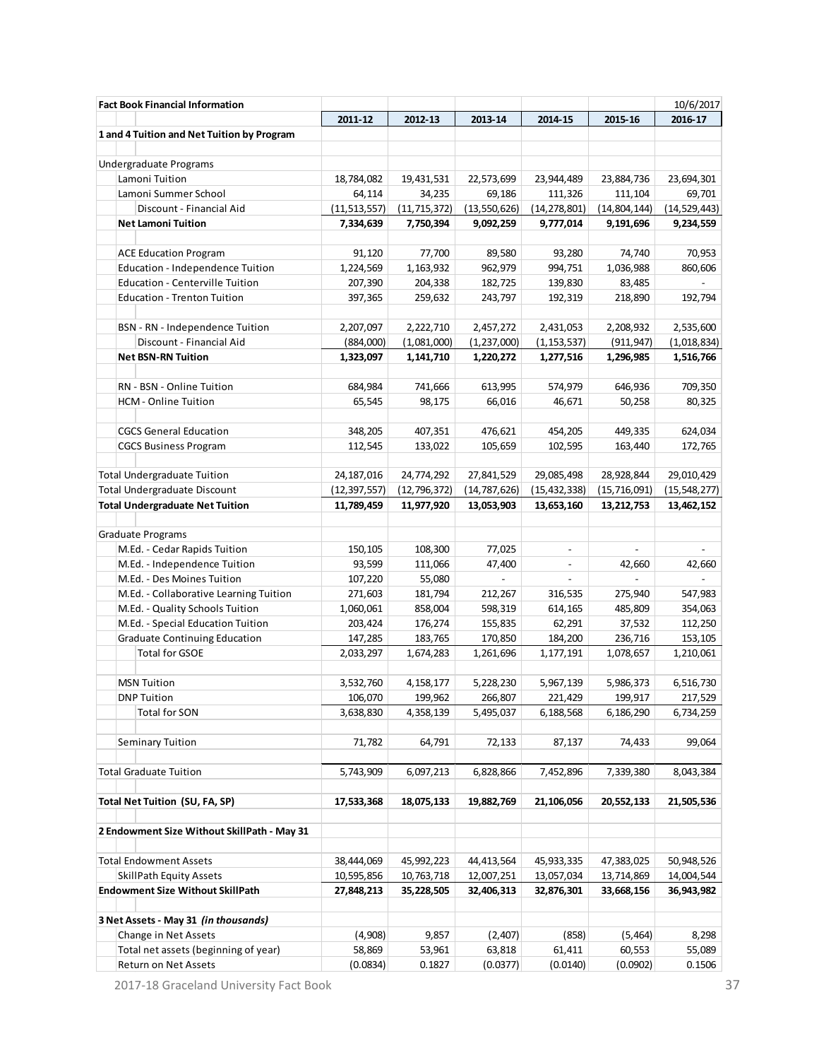| Fact Book Financial Information | | | | | | 10/6/2017 |
|---|---|---|---|---|---|---|
| | 2011-12 | 2012-13 | 2013-14 | 2014-15 | 2015-16 | 2016-17 |
| **1 and 4 Tuition and Net Tuition by Program** | | | | | | |
| | | | | | | |
| Undergraduate Programs | | | | | | |
| Lamoni Tuition | 18,784,082 | 19,431,531 | 22,573,699 | 23,944,489 | 23,884,736 | 23,694,301 |
| Lamoni Summer School | 64,114 | 34,235 | 69,186 | 111,326 | 111,104 | 69,701 |
| Discount - Financial Aid | (11,513,557) | (11,715,372) | (13,550,626) | (14,278,801) | (14,804,144) | (14,529,443) |
| **Net Lamoni Tuition** | **7,334,639** | **7,750,394** | **9,092,259** | **9,777,014** | **9,191,696** | **9,234,559** |
| | | | | | | |
| ACE Education Program | 91,120 | 77,700 | 89,580 | 93,280 | 74,740 | 70,953 |
| Education - Independence Tuition | 1,224,569 | 1,163,932 | 962,979 | 994,751 | 1,036,988 | 860,606 |
| Education - Centerville Tuition | 207,390 | 204,338 | 182,725 | 139,830 | 83,485 | - |
| Education - Trenton Tuition | 397,365 | 259,632 | 243,797 | 192,319 | 218,890 | 192,794 |
| | | | | | | |
| BSN - RN - Independence Tuition | 2,207,097 | 2,222,710 | 2,457,272 | 2,431,053 | 2,208,932 | 2,535,600 |
| Discount - Financial Aid | (884,000) | (1,081,000) | (1,237,000) | (1,153,537) | (911,947) | (1,018,834) |
| **Net BSN-RN Tuition** | **1,323,097** | **1,141,710** | **1,220,272** | **1,277,516** | **1,296,985** | **1,516,766** |
| | | | | | | |
| RN - BSN - Online Tuition | 684,984 | 741,666 | 613,995 | 574,979 | 646,936 | 709,350 |
| HCM - Online Tuition | 65,545 | 98,175 | 66,016 | 46,671 | 50,258 | 80,325 |
| | | | | | | |
| CGCS General Education | 348,205 | 407,351 | 476,621 | 454,205 | 449,335 | 624,034 |
| CGCS Business Program | 112,545 | 133,022 | 105,659 | 102,595 | 163,440 | 172,765 |
| | | | | | | |
| Total Undergraduate Tuition | 24,187,016 | 24,774,292 | 27,841,529 | 29,085,498 | 28,928,844 | 29,010,429 |
| Total Undergraduate Discount | (12,397,557) | (12,796,372) | (14,787,626) | (15,432,338) | (15,716,091) | (15,548,277) |
| **Total Undergraduate Net Tuition** | **11,789,459** | **11,977,920** | **13,053,903** | **13,653,160** | **13,212,753** | **13,462,152** |
| | | | | | | |
| Graduate Programs | | | | | | |
| M.Ed. - Cedar Rapids Tuition | 150,105 | 108,300 | 77,025 | - | - | - |
| M.Ed. - Independence Tuition | 93,599 | 111,066 | 47,400 | - | 42,660 | 42,660 |
| M.Ed. - Des Moines Tuition | 107,220 | 55,080 | - | - | - | - |
| M.Ed. - Collaborative Learning Tuition | 271,603 | 181,794 | 212,267 | 316,535 | 275,940 | 547,983 |
| M.Ed. - Quality Schools Tuition | 1,060,061 | 858,004 | 598,319 | 614,165 | 485,809 | 354,063 |
| M.Ed. - Special Education Tuition | 203,424 | 176,274 | 155,835 | 62,291 | 37,532 | 112,250 |
| Graduate Continuing Education | 147,285 | 183,765 | 170,850 | 184,200 | 236,716 | 153,105 |
| Total for GSOE | 2,033,297 | 1,674,283 | 1,261,696 | 1,177,191 | 1,078,657 | 1,210,061 |
| | | | | | | |
| MSN Tuition | 3,532,760 | 4,158,177 | 5,228,230 | 5,967,139 | 5,986,373 | 6,516,730 |
| DNP Tuition | 106,070 | 199,962 | 266,807 | 221,429 | 199,917 | 217,529 |
| Total for SON | 3,638,830 | 4,358,139 | 5,495,037 | 6,188,568 | 6,186,290 | 6,734,259 |
| | | | | | | |
| Seminary Tuition | 71,782 | 64,791 | 72,133 | 87,137 | 74,433 | 99,064 |
| | | | | | | |
| Total Graduate Tuition | 5,743,909 | 6,097,213 | 6,828,866 | 7,452,896 | 7,339,380 | 8,043,384 |
| | | | | | | |
| **Total Net Tuition (SU, FA, SP)** | **17,533,368** | **18,075,133** | **19,882,769** | **21,106,056** | **20,552,133** | **21,505,536** |
| | | | | | | |
| **2 Endowment Size Without SkillPath - May 31** | | | | | | |
| | | | | | | |
| Total Endowment Assets | 38,444,069 | 45,992,223 | 44,413,564 | 45,933,335 | 47,383,025 | 50,948,526 |
| SkillPath Equity Assets | 10,595,856 | 10,763,718 | 12,007,251 | 13,057,034 | 13,714,869 | 14,004,544 |
| **Endowment Size Without SkillPath** | **27,848,213** | **35,228,505** | **32,406,313** | **32,876,301** | **33,668,156** | **36,943,982** |
| | | | | | | |
| **3 Net Assets - May 31 *(in thousands)*** | | | | | | |
| Change in Net Assets | (4,908) | 9,857 | (2,407) | (858) | (5,464) | 8,298 |
| Total net assets (beginning of year) | 58,869 | 53,961 | 63,818 | 61,411 | 60,553 | 55,089 |
| Return on Net Assets | (0.0834) | 0.1827 | (0.0377) | (0.0140) | (0.0902) | 0.1506 |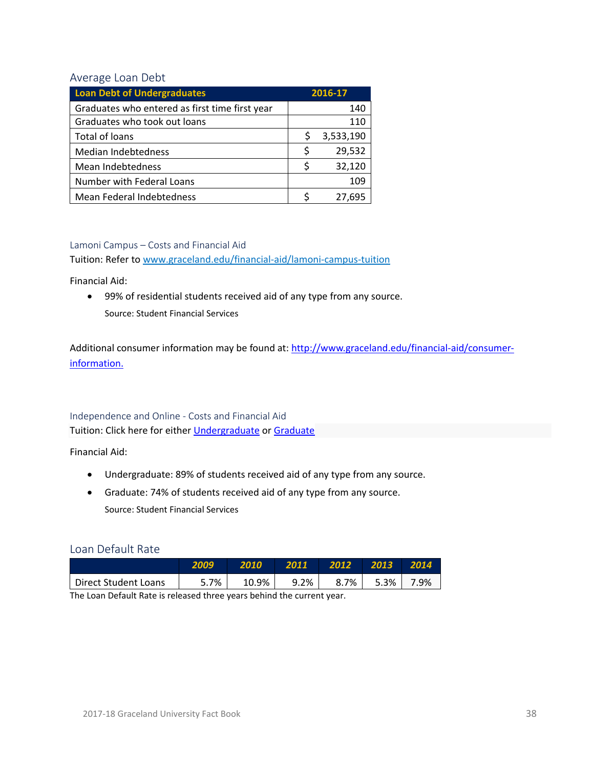## Average Loan Debt

| Loan Debt of Undergraduates | 2016-17 |
|---|---|
| Graduates who entered as first time first year | 140 |
| Graduates who took out loans | 110 |
| Total of loans | $ 3,533,190 |
| Median Indebtedness | $ 29,532 |
| Mean Indebtedness | $ 32,120 |
| Number with Federal Loans | 109 |
| Mean Federal Indebtedness | $ 27,695 |

### Lamoni Campus – Costs and Financial Aid

Tuition: Refer to [www.graceland.edu/financial-aid/lamoni-campus-tuition](www.graceland.edu/financial-aid/lamoni-campus-tuition)

Financial Aid:

- 99% of residential students received aid of any type from any source.
  Source: Student Financial Services

Additional consumer information may be found at: [http://www.graceland.edu/financial-aid/consumer-information.](http://www.graceland.edu/financial-aid/consumer-information)

### Independence and Online - Costs and Financial Aid

Tuition: Click here for either Undergraduate or Graduate

Financial Aid:

- Undergraduate: 89% of students received aid of any type from any source.
- Graduate: 74% of students received aid of any type from any source.
  Source: Student Financial Services

## Loan Default Rate

| | 2009 | 2010 | 2011 | 2012 | 2013 | 2014 |
|---|---|---|---|---|---|---|
| Direct Student Loans | 5.7% | 10.9% | 9.2% | 8.7% | 5.3% | 7.9% |

The Loan Default Rate is released three years behind the current year.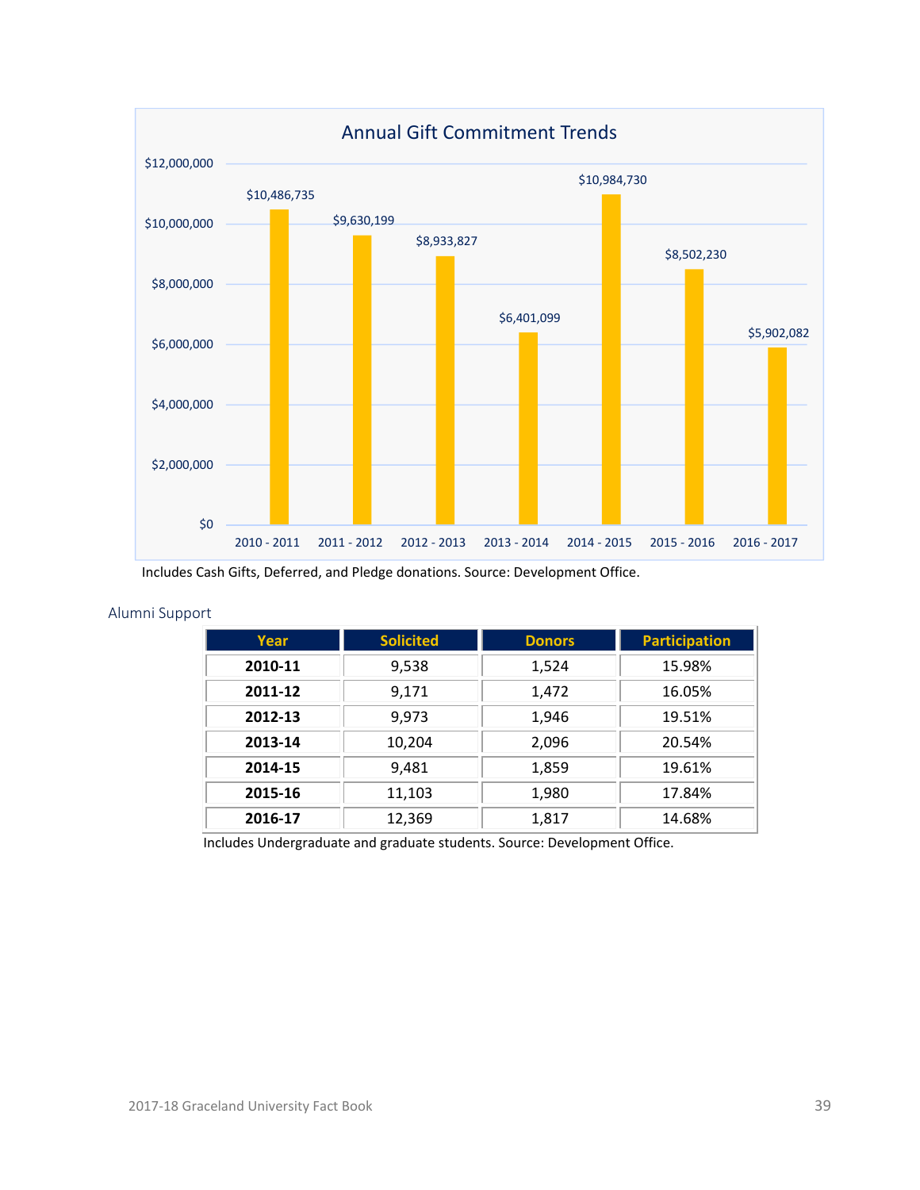## Annual Gift Commitment Trends

| Year | Amount |
|---|---|
| 2010 - 2011 | $10,486,735 |
| 2011 - 2012 | $9,630,199 |
| 2012 - 2013 | $8,933,827 |
| 2013 - 2014 | $6,401,099 |
| 2014 - 2015 | $10,984,730 |
| 2015 - 2016 | $8,502,230 |
| 2016 - 2017 | $5,902,082 |

Includes Cash Gifts, Deferred, and Pledge donations. Source: Development Office.

## Alumni Support

| Year | Solicited | Donors | Participation |
|---|---|---|---|
| **2010-11** | 9,538 | 1,524 | 15.98% |
| **2011-12** | 9,171 | 1,472 | 16.05% |
| **2012-13** | 9,973 | 1,946 | 19.51% |
| **2013-14** | 10,204 | 2,096 | 20.54% |
| **2014-15** | 9,481 | 1,859 | 19.61% |
| **2015-16** | 11,103 | 1,980 | 17.84% |
| **2016-17** | 12,369 | 1,817 | 14.68% |

Includes Undergraduate and graduate students. Source: Development Office.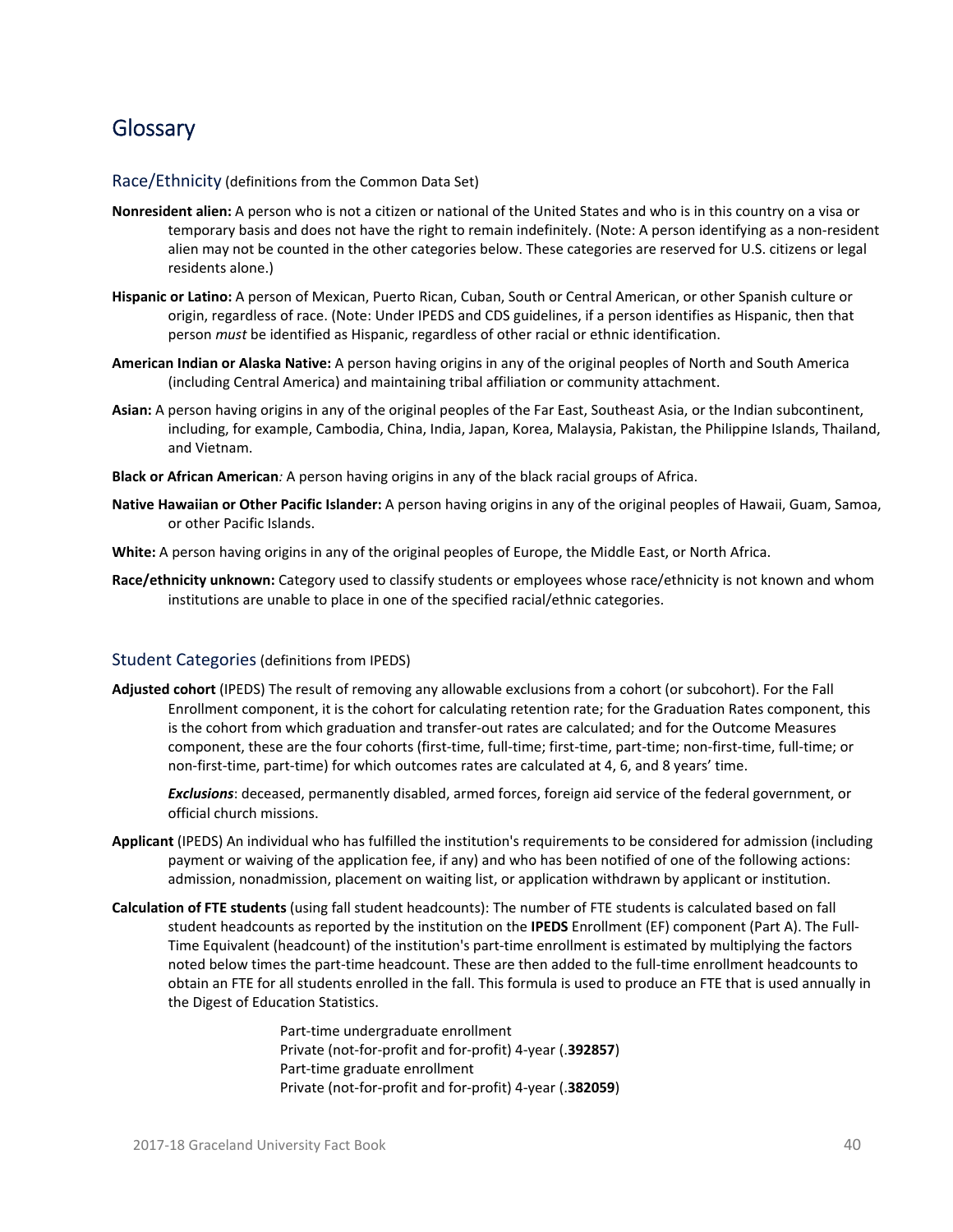# Glossary

## Race/Ethnicity (definitions from the Common Data Set)

**Nonresident alien:** A person who is not a citizen or national of the United States and who is in this country on a visa or temporary basis and does not have the right to remain indefinitely. (Note: A person identifying as a non-resident alien may not be counted in the other categories below. These categories are reserved for U.S. citizens or legal residents alone.)

**Hispanic or Latino:** A person of Mexican, Puerto Rican, Cuban, South or Central American, or other Spanish culture or origin, regardless of race. (Note: Under IPEDS and CDS guidelines, if a person identifies as Hispanic, then that person *must* be identified as Hispanic, regardless of other racial or ethnic identification.

**American Indian or Alaska Native:** A person having origins in any of the original peoples of North and South America (including Central America) and maintaining tribal affiliation or community attachment.

**Asian:** A person having origins in any of the original peoples of the Far East, Southeast Asia, or the Indian subcontinent, including, for example, Cambodia, China, India, Japan, Korea, Malaysia, Pakistan, the Philippine Islands, Thailand, and Vietnam.

**Black or African American***:* A person having origins in any of the black racial groups of Africa.

**Native Hawaiian or Other Pacific Islander:** A person having origins in any of the original peoples of Hawaii, Guam, Samoa, or other Pacific Islands.

**White:** A person having origins in any of the original peoples of Europe, the Middle East, or North Africa.

**Race/ethnicity unknown:** Category used to classify students or employees whose race/ethnicity is not known and whom institutions are unable to place in one of the specified racial/ethnic categories.

## Student Categories (definitions from IPEDS)

**Adjusted cohort** (IPEDS) The result of removing any allowable exclusions from a cohort (or subcohort). For the Fall Enrollment component, it is the cohort for calculating retention rate; for the Graduation Rates component, this is the cohort from which graduation and transfer-out rates are calculated; and for the Outcome Measures component, these are the four cohorts (first-time, full-time; first-time, part-time; non-first-time, full-time; or non-first-time, part-time) for which outcomes rates are calculated at 4, 6, and 8 years' time.

***Exclusions***: deceased, permanently disabled, armed forces, foreign aid service of the federal government, or official church missions.

**Applicant** (IPEDS) An individual who has fulfilled the institution's requirements to be considered for admission (including payment or waiving of the application fee, if any) and who has been notified of one of the following actions: admission, nonadmission, placement on waiting list, or application withdrawn by applicant or institution.

**Calculation of FTE students** (using fall student headcounts): The number of FTE students is calculated based on fall student headcounts as reported by the institution on the **IPEDS** Enrollment (EF) component (Part A). The Full-Time Equivalent (headcount) of the institution's part-time enrollment is estimated by multiplying the factors noted below times the part-time headcount. These are then added to the full-time enrollment headcounts to obtain an FTE for all students enrolled in the fall. This formula is used to produce an FTE that is used annually in the Digest of Education Statistics.

Part-time undergraduate enrollment
Private (not-for-profit and for-profit) 4-year (.**392857**)
Part-time graduate enrollment
Private (not-for-profit and for-profit) 4-year (.**382059**)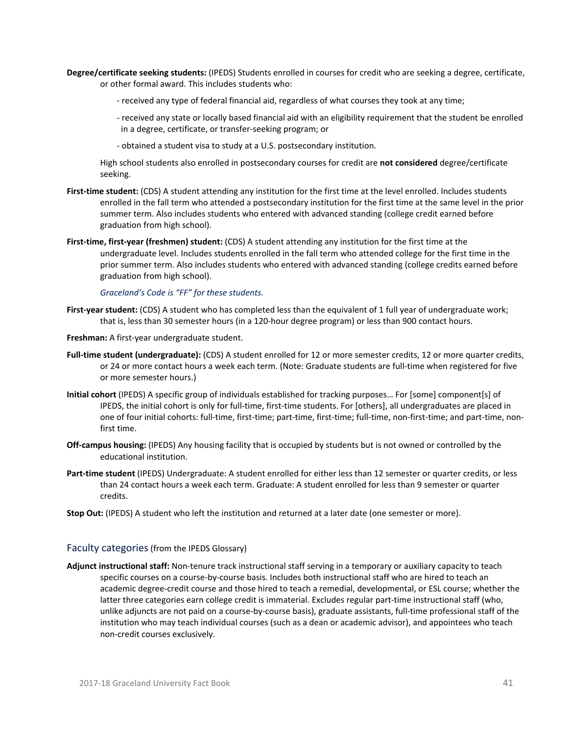**Degree/certificate seeking students:** (IPEDS) Students enrolled in courses for credit who are seeking a degree, certificate, or other formal award. This includes students who:

- received any type of federal financial aid, regardless of what courses they took at any time;
- received any state or locally based financial aid with an eligibility requirement that the student be enrolled in a degree, certificate, or transfer-seeking program; or
- obtained a student visa to study at a U.S. postsecondary institution.

High school students also enrolled in postsecondary courses for credit are **not considered** degree/certificate seeking.

**First-time student:** (CDS) A student attending any institution for the first time at the level enrolled. Includes students enrolled in the fall term who attended a postsecondary institution for the first time at the same level in the prior summer term. Also includes students who entered with advanced standing (college credit earned before graduation from high school).

**First-time, first-year (freshmen) student:** (CDS) A student attending any institution for the first time at the undergraduate level. Includes students enrolled in the fall term who attended college for the first time in the prior summer term. Also includes students who entered with advanced standing (college credits earned before graduation from high school).

*Graceland's Code is "FF" for these students.*

**First-year student:** (CDS) A student who has completed less than the equivalent of 1 full year of undergraduate work; that is, less than 30 semester hours (in a 120-hour degree program) or less than 900 contact hours.

**Freshman:** A first-year undergraduate student.

**Full-time student (undergraduate):** (CDS) A student enrolled for 12 or more semester credits, 12 or more quarter credits, or 24 or more contact hours a week each term. (Note: Graduate students are full-time when registered for five or more semester hours.)

**Initial cohort** (IPEDS) A specific group of individuals established for tracking purposes… For [some] component[s] of IPEDS, the initial cohort is only for full-time, first-time students. For [others], all undergraduates are placed in one of four initial cohorts: full-time, first-time; part-time, first-time; full-time, non-first-time; and part-time, non-first time.

**Off-campus housing:** (IPEDS) Any housing facility that is occupied by students but is not owned or controlled by the educational institution.

**Part-time student** (IPEDS) Undergraduate: A student enrolled for either less than 12 semester or quarter credits, or less than 24 contact hours a week each term. Graduate: A student enrolled for less than 9 semester or quarter credits.

**Stop Out:** (IPEDS) A student who left the institution and returned at a later date (one semester or more).

## Faculty categories (from the IPEDS Glossary)

**Adjunct instructional staff:** Non-tenure track instructional staff serving in a temporary or auxiliary capacity to teach specific courses on a course-by-course basis. Includes both instructional staff who are hired to teach an academic degree-credit course and those hired to teach a remedial, developmental, or ESL course; whether the latter three categories earn college credit is immaterial. Excludes regular part-time instructional staff (who, unlike adjuncts are not paid on a course-by-course basis), graduate assistants, full-time professional staff of the institution who may teach individual courses (such as a dean or academic advisor), and appointees who teach non-credit courses exclusively.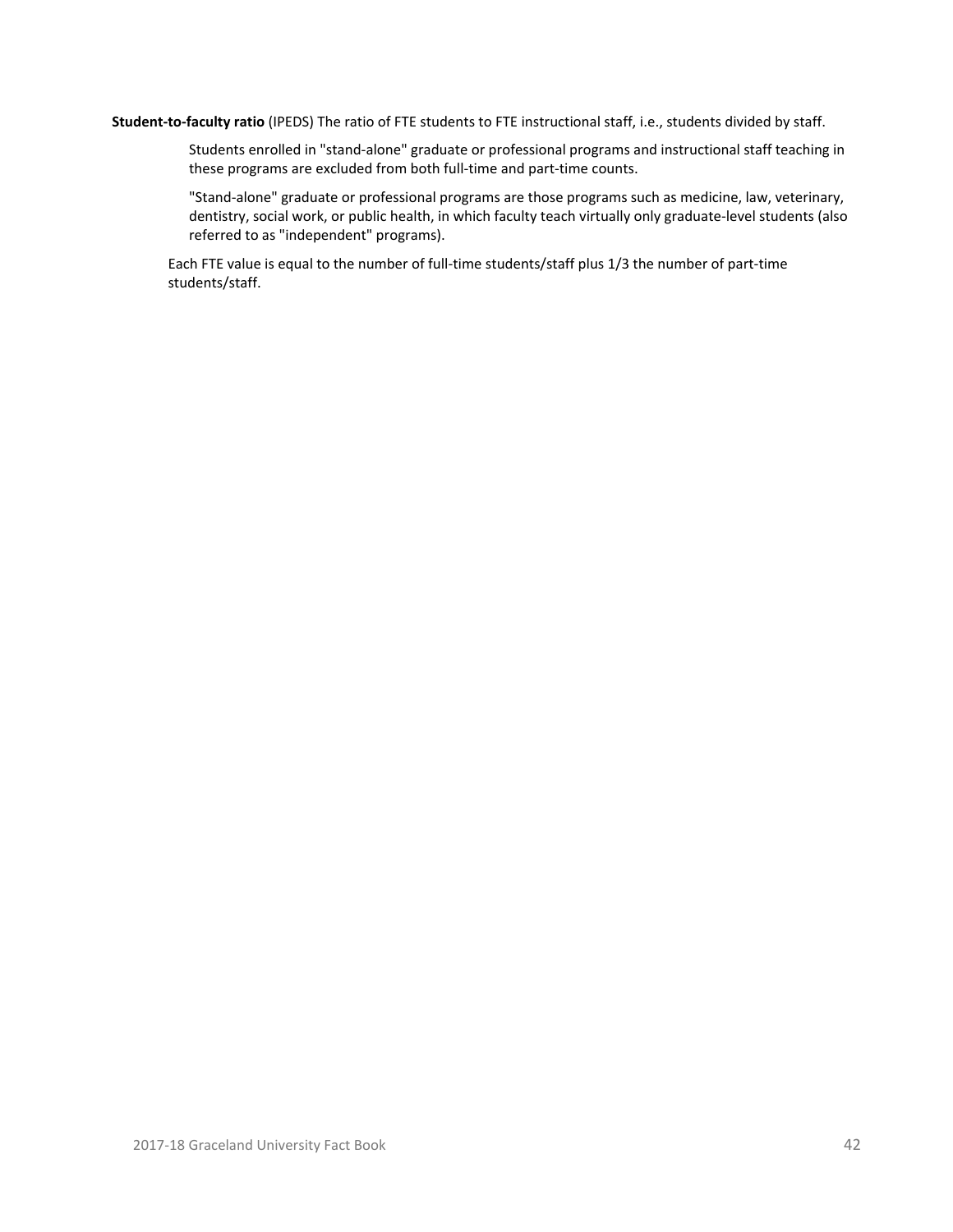**Student-to-faculty ratio** (IPEDS) The ratio of FTE students to FTE instructional staff, i.e., students divided by staff.

> Students enrolled in "stand-alone" graduate or professional programs and instructional staff teaching in these programs are excluded from both full-time and part-time counts.
>
> "Stand-alone" graduate or professional programs are those programs such as medicine, law, veterinary, dentistry, social work, or public health, in which faculty teach virtually only graduate-level students (also referred to as "independent" programs).

Each FTE value is equal to the number of full-time students/staff plus 1/3 the number of part-time students/staff.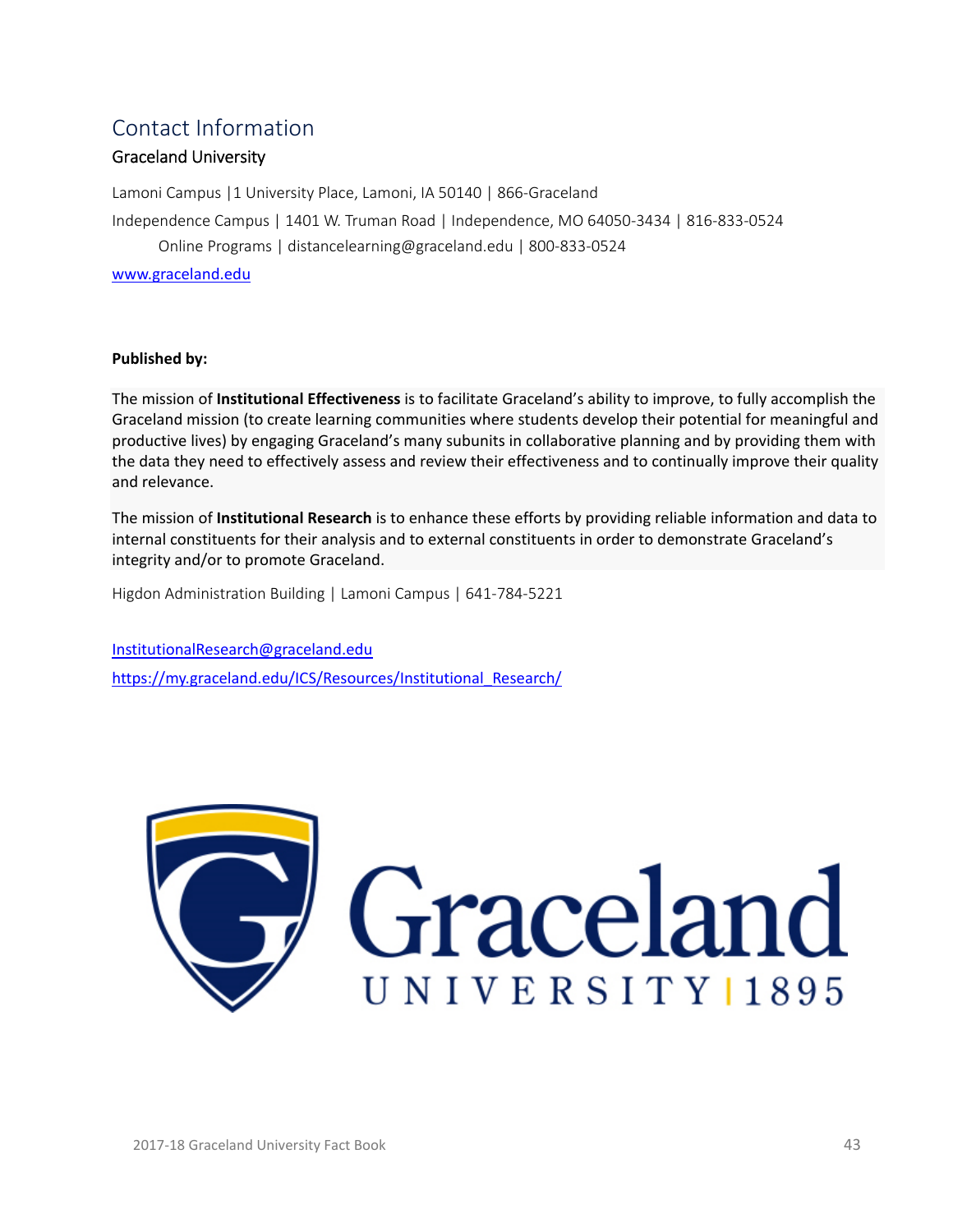# Contact Information

## Graceland University

Lamoni Campus |1 University Place, Lamoni, IA 50140 | 866-Graceland

Independence Campus | 1401 W. Truman Road | Independence, MO 64050-3434 | 816-833-0524

Online Programs | distancelearning@graceland.edu | 800-833-0524

www.graceland.edu

**Published by:**

The mission of **Institutional Effectiveness** is to facilitate Graceland's ability to improve, to fully accomplish the Graceland mission (to create learning communities where students develop their potential for meaningful and productive lives) by engaging Graceland's many subunits in collaborative planning and by providing them with the data they need to effectively assess and review their effectiveness and to continually improve their quality and relevance.

The mission of **Institutional Research** is to enhance these efforts by providing reliable information and data to internal constituents for their analysis and to external constituents in order to demonstrate Graceland's integrity and/or to promote Graceland.

Higdon Administration Building | Lamoni Campus | 641-784-5221

InstitutionalResearch@graceland.edu

https://my.graceland.edu/ICS/Resources/Institutional_Research/

Graceland
UNIVERSITY | 1895